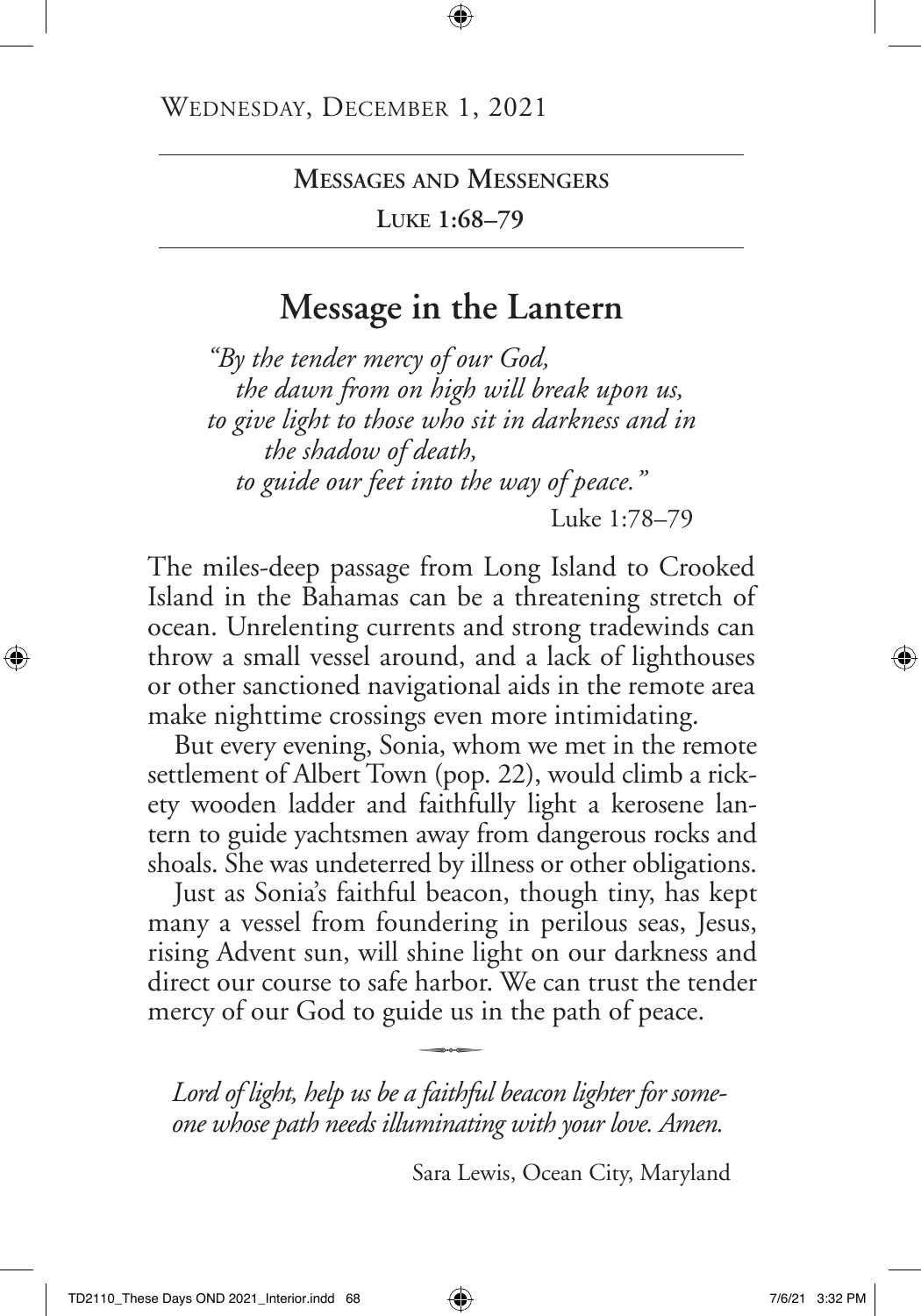Wednesday, December 1, 2021

**Messages and Messengers**

**Luke 1:68–79**

# Message in the Lantern

*"By the tender mercy of our God,*
*the dawn from on high will break upon us,*
*to give light to those who sit in darkness and in the shadow of death,*
*to guide our feet into the way of peace."*

Luke 1:78–79

The miles-deep passage from Long Island to Crooked Island in the Bahamas can be a threatening stretch of ocean. Unrelenting currents and strong tradewinds can throw a small vessel around, and a lack of lighthouses or other sanctioned navigational aids in the remote area make nighttime crossings even more intimidating.

But every evening, Sonia, whom we met in the remote settlement of Albert Town (pop. 22), would climb a rickety wooden ladder and faithfully light a kerosene lantern to guide yachtsmen away from dangerous rocks and shoals. She was undeterred by illness or other obligations.

Just as Sonia's faithful beacon, though tiny, has kept many a vessel from foundering in perilous seas, Jesus, rising Advent sun, will shine light on our darkness and direct our course to safe harbor. We can trust the tender mercy of our God to guide us in the path of peace.

*Lord of light, help us be a faithful beacon lighter for someone whose path needs illuminating with your love. Amen.*

Sara Lewis, Ocean City, Maryland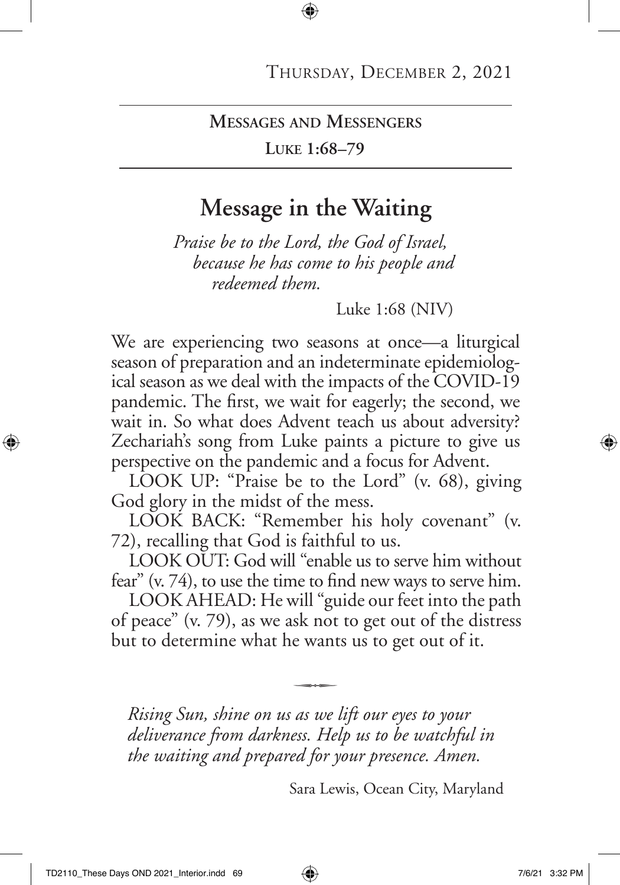Thursday, December 2, 2021

**Messages and Messengers**

**Luke 1:68–79**

# Message in the Waiting

*Praise be to the Lord, the God of Israel,*
*because he has come to his people and*
*redeemed them.*

Luke 1:68 (NIV)

We are experiencing two seasons at once—a liturgical season of preparation and an indeterminate epidemiological season as we deal with the impacts of the COVID-19 pandemic. The first, we wait for eagerly; the second, we wait in. So what does Advent teach us about adversity? Zechariah's song from Luke paints a picture to give us perspective on the pandemic and a focus for Advent.

LOOK UP: "Praise be to the Lord" (v. 68), giving God glory in the midst of the mess.

LOOK BACK: "Remember his holy covenant" (v. 72), recalling that God is faithful to us.

LOOK OUT: God will "enable us to serve him without fear" (v. 74), to use the time to find new ways to serve him.

LOOK AHEAD: He will "guide our feet into the path of peace" (v. 79), as we ask not to get out of the distress but to determine what he wants us to get out of it.

*Rising Sun, shine on us as we lift our eyes to your deliverance from darkness. Help us to be watchful in the waiting and prepared for your presence. Amen.*

Sara Lewis, Ocean City, Maryland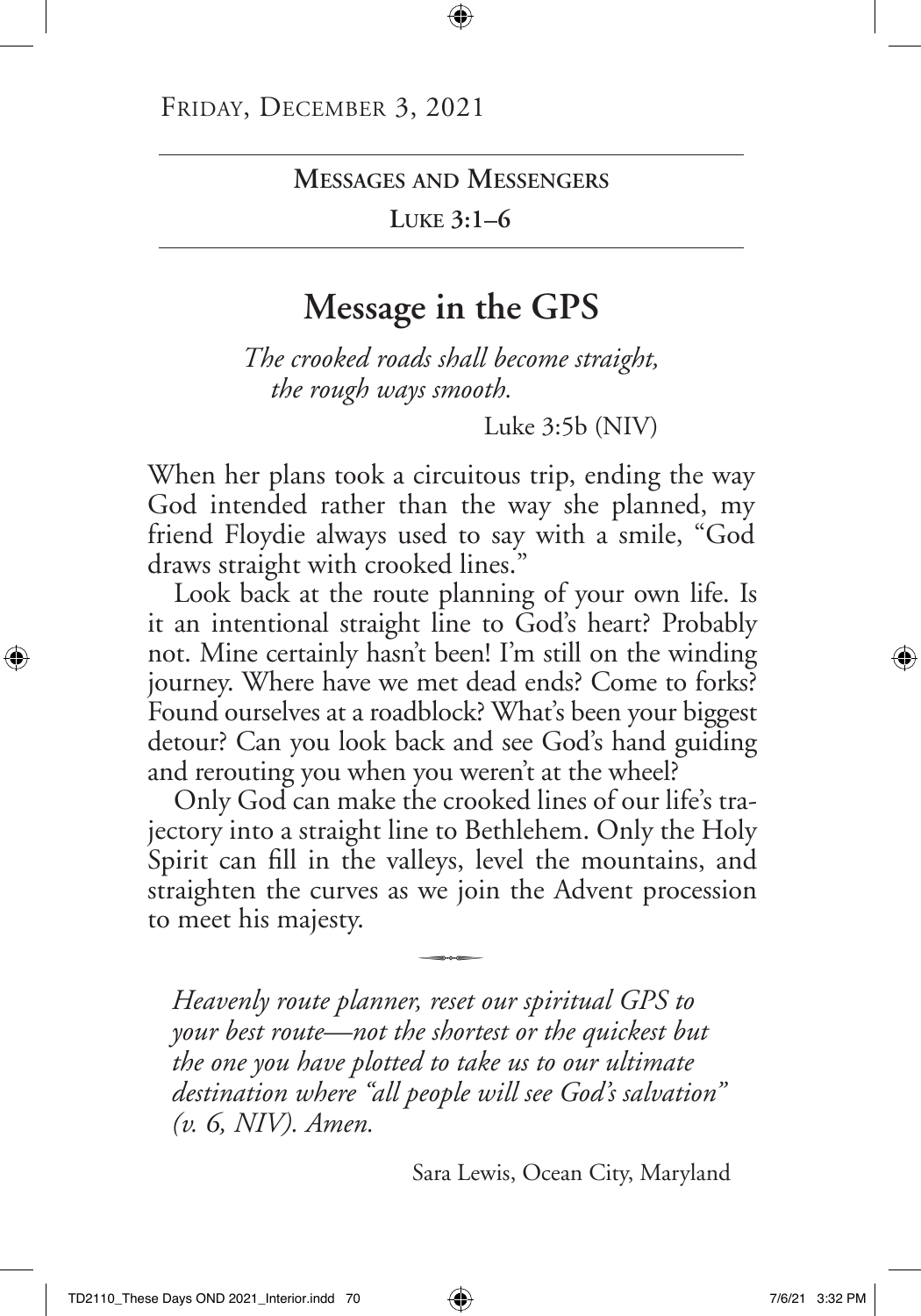Friday, December 3, 2021

**Messages and Messengers**

**Luke 3:1–6**

# Message in the GPS

*The crooked roads shall become straight,*
*the rough ways smooth.*

Luke 3:5b (NIV)

When her plans took a circuitous trip, ending the way God intended rather than the way she planned, my friend Floydie always used to say with a smile, "God draws straight with crooked lines."

Look back at the route planning of your own life. Is it an intentional straight line to God's heart? Probably not. Mine certainly hasn't been! I'm still on the winding journey. Where have we met dead ends? Come to forks? Found ourselves at a roadblock? What's been your biggest detour? Can you look back and see God's hand guiding and rerouting you when you weren't at the wheel?

Only God can make the crooked lines of our life's trajectory into a straight line to Bethlehem. Only the Holy Spirit can fill in the valleys, level the mountains, and straighten the curves as we join the Advent procession to meet his majesty.

*Heavenly route planner, reset our spiritual GPS to your best route—not the shortest or the quickest but the one you have plotted to take us to our ultimate destination where "all people will see God's salvation" (v. 6, NIV). Amen.*

Sara Lewis, Ocean City, Maryland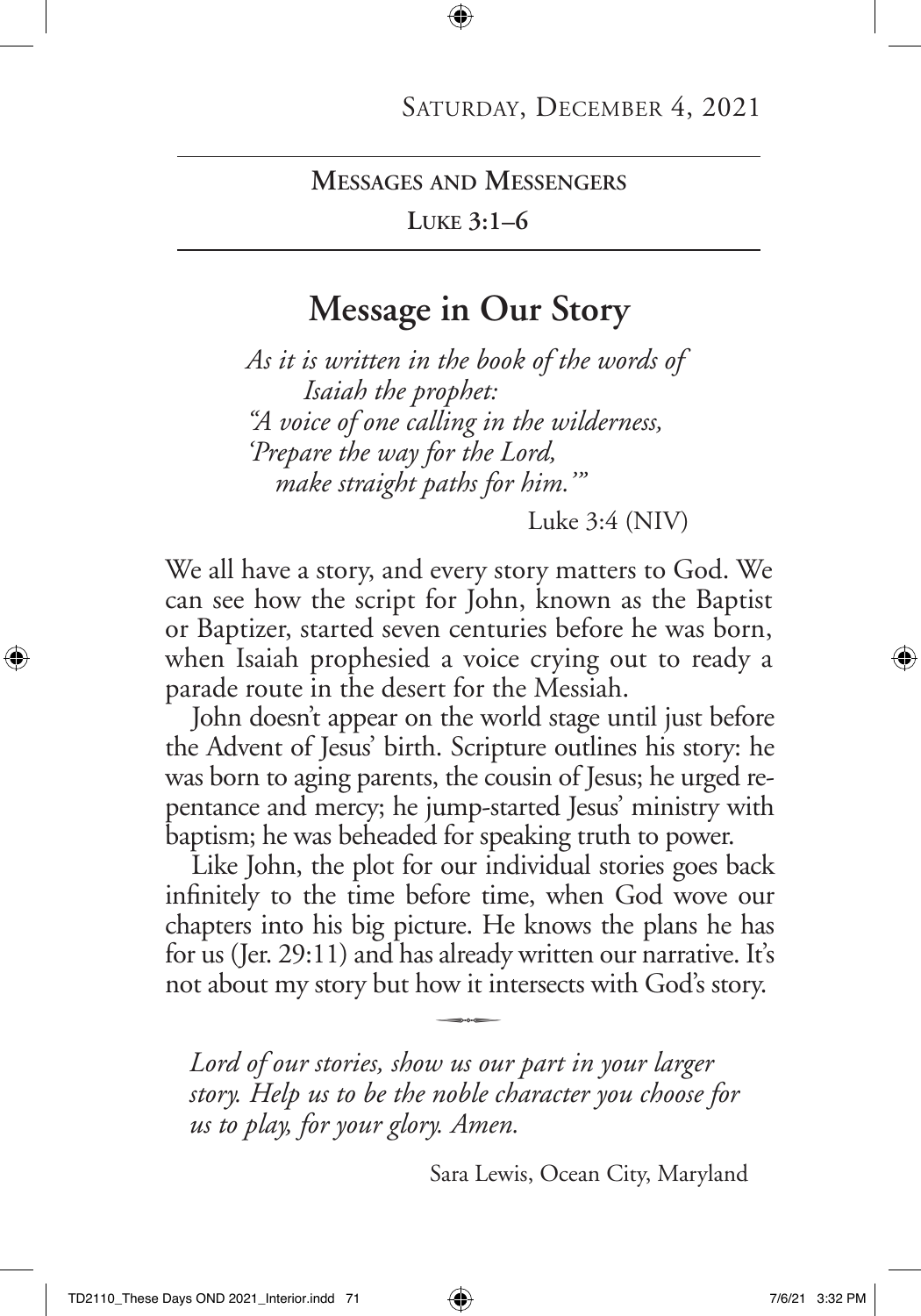Saturday, December 4, 2021

**Messages and Messengers**

**Luke 3:1–6**

## Message in Our Story

*As it is written in the book of the words of*
*Isaiah the prophet:*
*"A voice of one calling in the wilderness,*
*'Prepare the way for the Lord,*
*make straight paths for him.'"*

Luke 3:4 (NIV)

We all have a story, and every story matters to God. We can see how the script for John, known as the Baptist or Baptizer, started seven centuries before he was born, when Isaiah prophesied a voice crying out to ready a parade route in the desert for the Messiah.

John doesn't appear on the world stage until just before the Advent of Jesus' birth. Scripture outlines his story: he was born to aging parents, the cousin of Jesus; he urged repentance and mercy; he jump-started Jesus' ministry with baptism; he was beheaded for speaking truth to power.

Like John, the plot for our individual stories goes back infinitely to the time before time, when God wove our chapters into his big picture. He knows the plans he has for us (Jer. 29:11) and has already written our narrative. It's not about my story but how it intersects with God's story.

*Lord of our stories, show us our part in your larger story. Help us to be the noble character you choose for us to play, for your glory. Amen.*

Sara Lewis, Ocean City, Maryland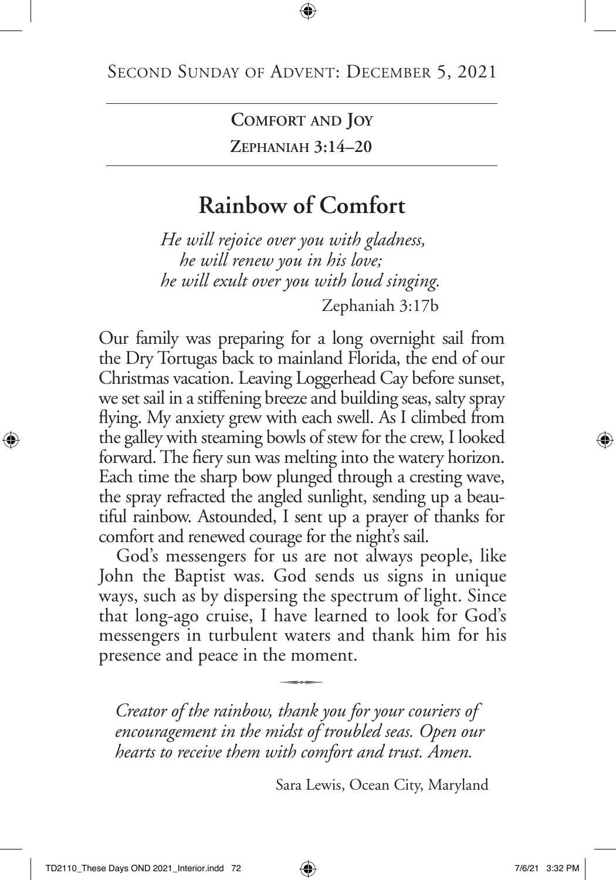Second Sunday of Advent: December 5, 2021

**Comfort and Joy**

**Zephaniah 3:14–20**

# Rainbow of Comfort

*He will rejoice over you with gladness,*
*he will renew you in his love;*
*he will exult over you with loud singing.*

Zephaniah 3:17b

Our family was preparing for a long overnight sail from the Dry Tortugas back to mainland Florida, the end of our Christmas vacation. Leaving Loggerhead Cay before sunset, we set sail in a stiffening breeze and building seas, salty spray flying. My anxiety grew with each swell. As I climbed from the galley with steaming bowls of stew for the crew, I looked forward. The fiery sun was melting into the watery horizon. Each time the sharp bow plunged through a cresting wave, the spray refracted the angled sunlight, sending up a beautiful rainbow. Astounded, I sent up a prayer of thanks for comfort and renewed courage for the night's sail.

God's messengers for us are not always people, like John the Baptist was. God sends us signs in unique ways, such as by dispersing the spectrum of light. Since that long-ago cruise, I have learned to look for God's messengers in turbulent waters and thank him for his presence and peace in the moment.

*Creator of the rainbow, thank you for your couriers of encouragement in the midst of troubled seas. Open our hearts to receive them with comfort and trust. Amen.*

Sara Lewis, Ocean City, Maryland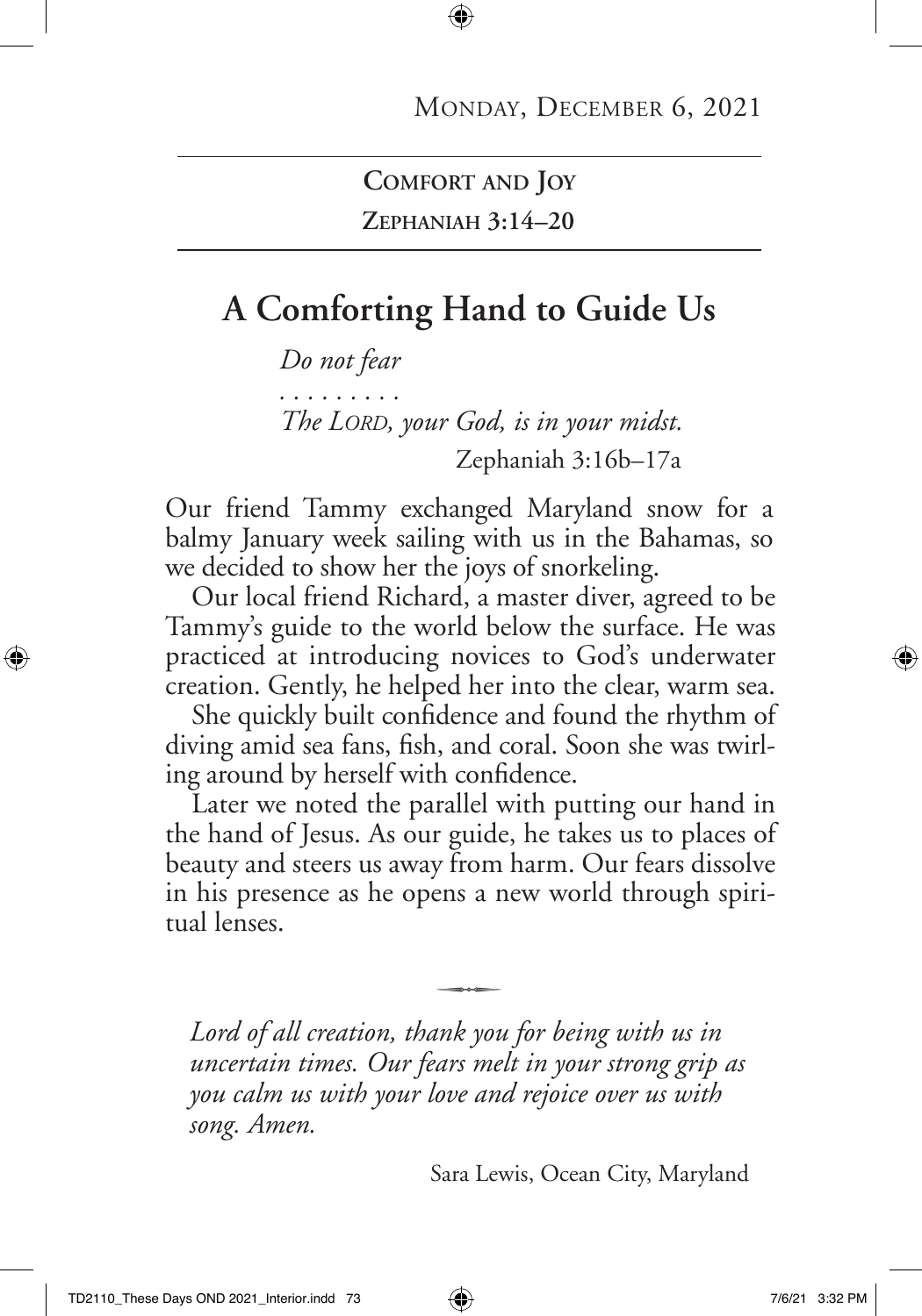Monday, December 6, 2021

**Comfort and Joy**
**Zephaniah 3:14–20**

# A Comforting Hand to Guide Us

*Do not fear*
*. . . . . . . . .*
*The Lord, your God, is in your midst.*
Zephaniah 3:16b–17a

Our friend Tammy exchanged Maryland snow for a balmy January week sailing with us in the Bahamas, so we decided to show her the joys of snorkeling.

Our local friend Richard, a master diver, agreed to be Tammy's guide to the world below the surface. He was practiced at introducing novices to God's underwater creation. Gently, he helped her into the clear, warm sea.

She quickly built confidence and found the rhythm of diving amid sea fans, fish, and coral. Soon she was twirling around by herself with confidence.

Later we noted the parallel with putting our hand in the hand of Jesus. As our guide, he takes us to places of beauty and steers us away from harm. Our fears dissolve in his presence as he opens a new world through spiritual lenses.

*Lord of all creation, thank you for being with us in uncertain times. Our fears melt in your strong grip as you calm us with your love and rejoice over us with song. Amen.*

Sara Lewis, Ocean City, Maryland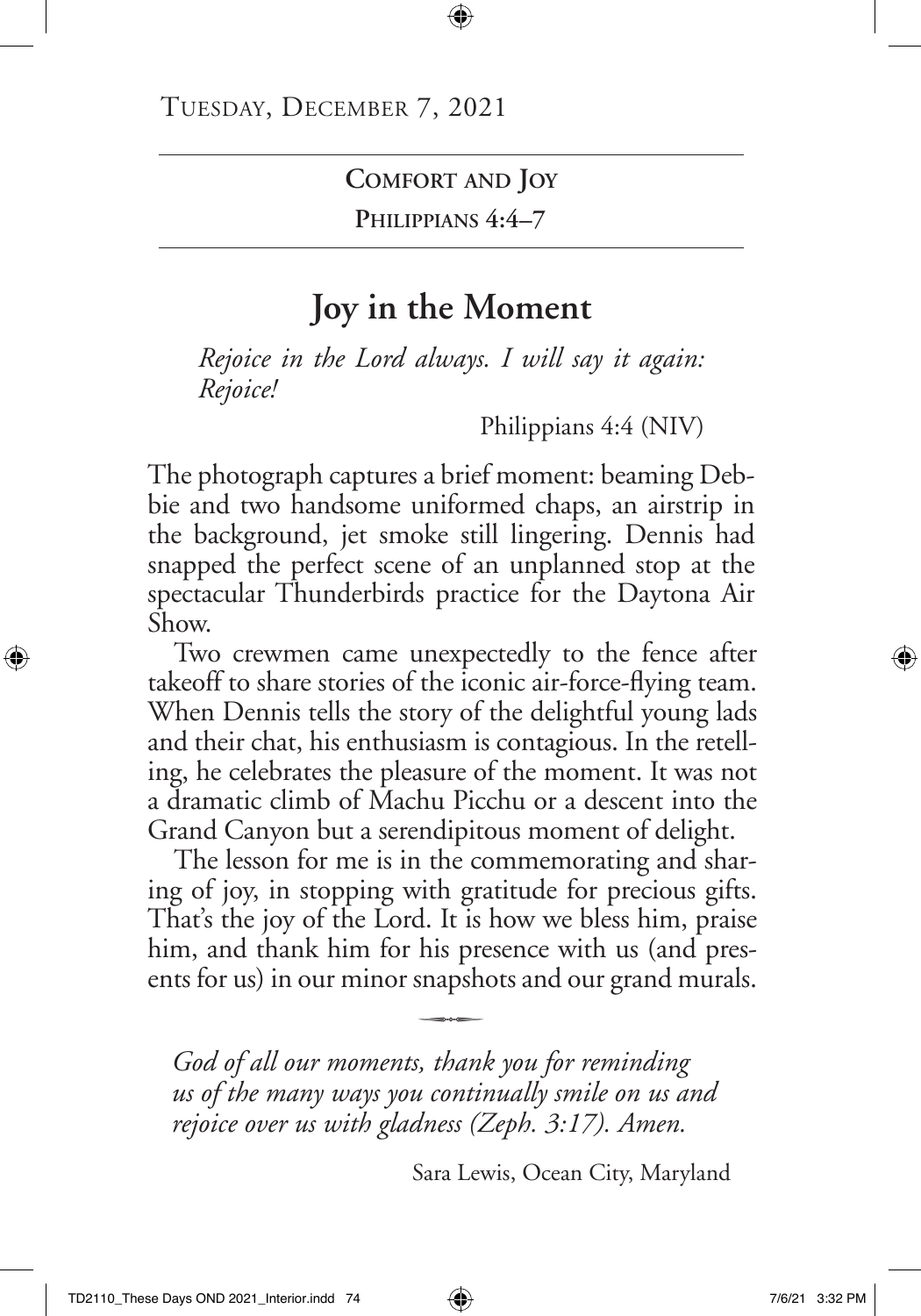Tuesday, December 7, 2021

**Comfort and Joy**

**Philippians 4:4–7**

# Joy in the Moment

*Rejoice in the Lord always. I will say it again: Rejoice!*

Philippians 4:4 (NIV)

The photograph captures a brief moment: beaming Debbie and two handsome uniformed chaps, an airstrip in the background, jet smoke still lingering. Dennis had snapped the perfect scene of an unplanned stop at the spectacular Thunderbirds practice for the Daytona Air Show.

Two crewmen came unexpectedly to the fence after takeoff to share stories of the iconic air-force-flying team. When Dennis tells the story of the delightful young lads and their chat, his enthusiasm is contagious. In the retelling, he celebrates the pleasure of the moment. It was not a dramatic climb of Machu Picchu or a descent into the Grand Canyon but a serendipitous moment of delight.

The lesson for me is in the commemorating and sharing of joy, in stopping with gratitude for precious gifts. That's the joy of the Lord. It is how we bless him, praise him, and thank him for his presence with us (and presents for us) in our minor snapshots and our grand murals.

*God of all our moments, thank you for reminding us of the many ways you continually smile on us and rejoice over us with gladness (Zeph. 3:17). Amen.*

Sara Lewis, Ocean City, Maryland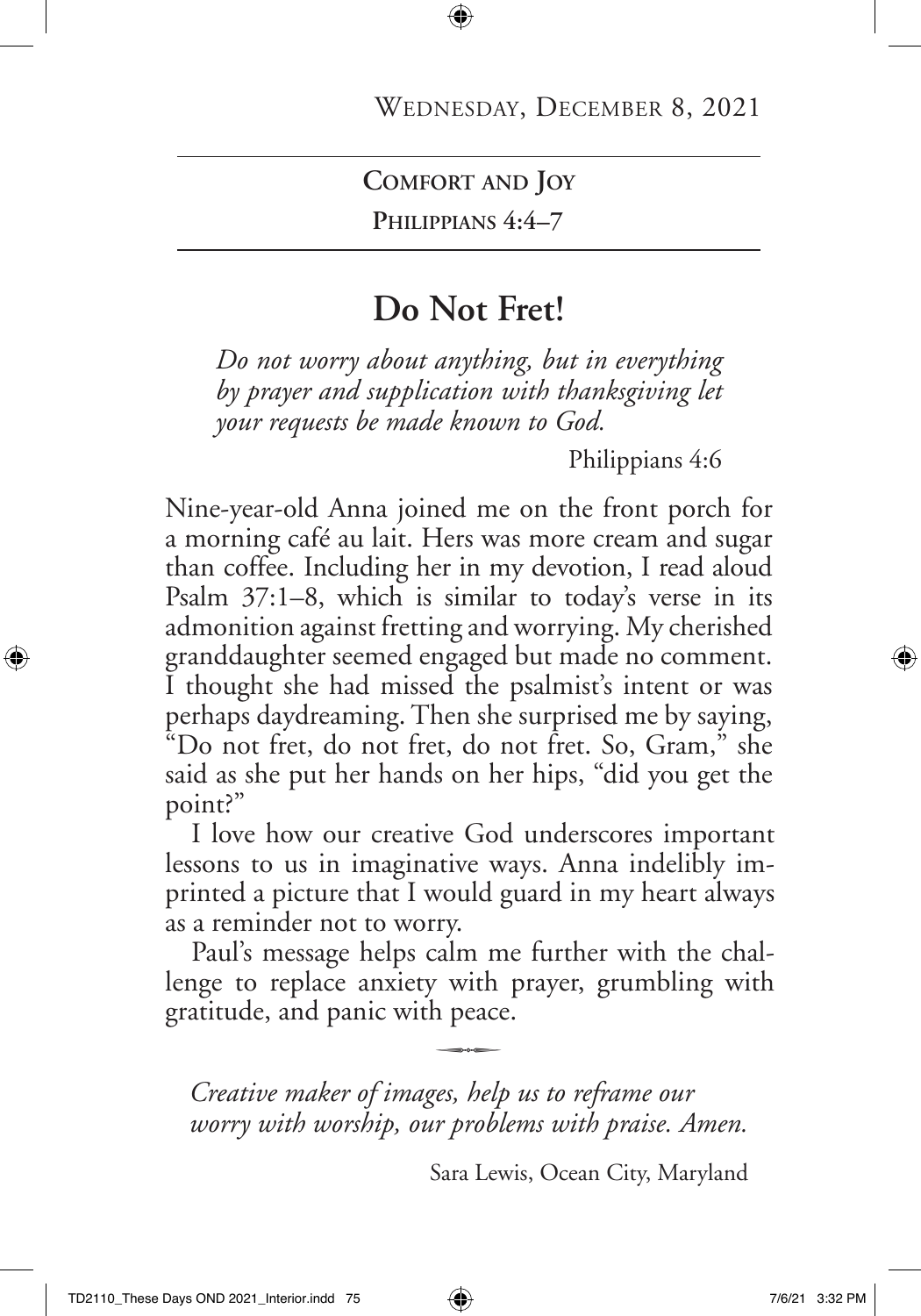Wednesday, December 8, 2021

**Comfort and Joy**

**Philippians 4:4–7**

# Do Not Fret!

*Do not worry about anything, but in everything by prayer and supplication with thanksgiving let your requests be made known to God.*

Philippians 4:6

Nine-year-old Anna joined me on the front porch for a morning café au lait. Hers was more cream and sugar than coffee. Including her in my devotion, I read aloud Psalm 37:1–8, which is similar to today's verse in its admonition against fretting and worrying. My cherished granddaughter seemed engaged but made no comment. I thought she had missed the psalmist's intent or was perhaps daydreaming. Then she surprised me by saying, "Do not fret, do not fret, do not fret. So, Gram," she said as she put her hands on her hips, "did you get the point?"

I love how our creative God underscores important lessons to us in imaginative ways. Anna indelibly imprinted a picture that I would guard in my heart always as a reminder not to worry.

Paul's message helps calm me further with the challenge to replace anxiety with prayer, grumbling with gratitude, and panic with peace.

*Creative maker of images, help us to reframe our worry with worship, our problems with praise. Amen.*

Sara Lewis, Ocean City, Maryland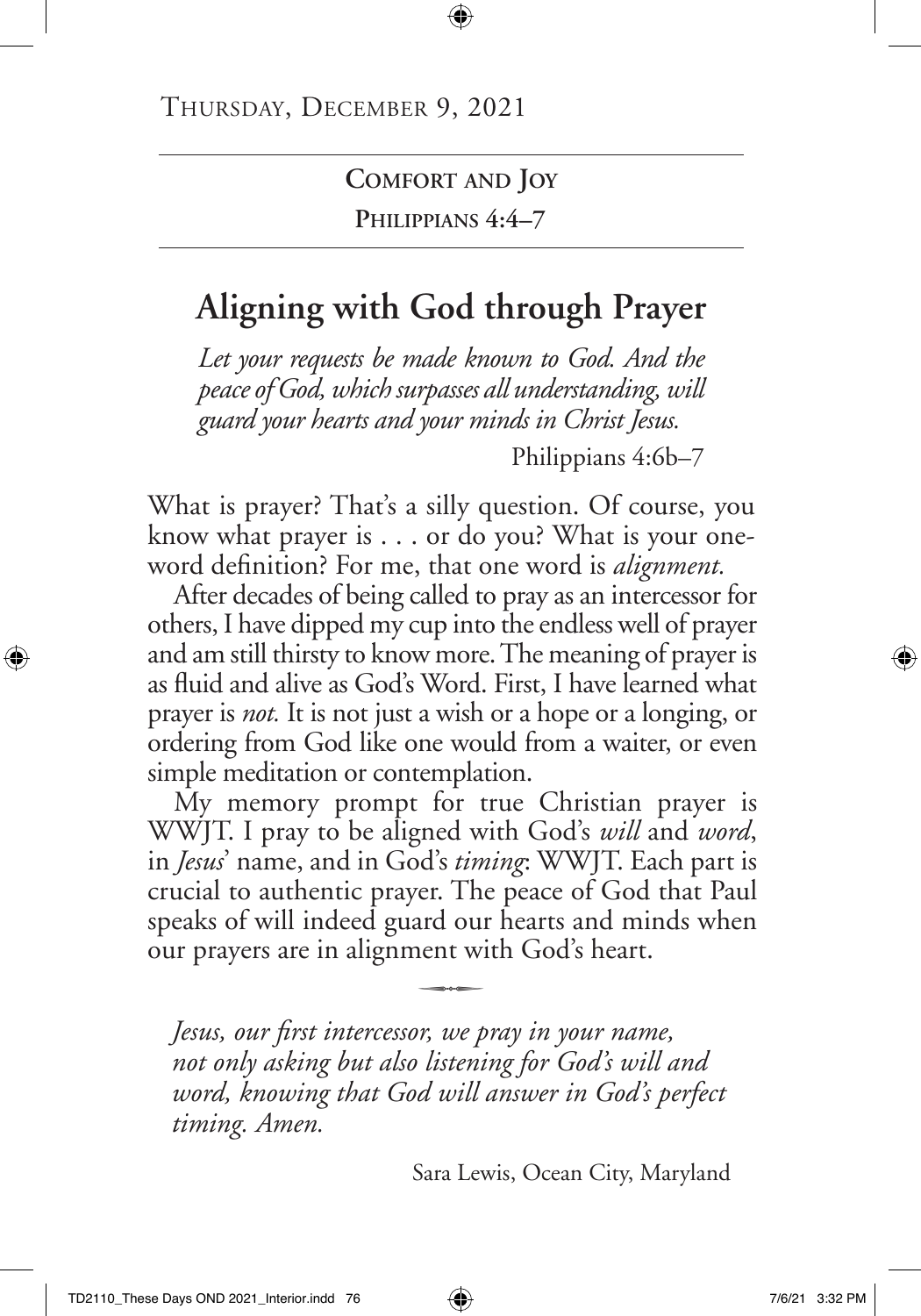Thursday, December 9, 2021

**Comfort and Joy**

**Philippians 4:4–7**

# Aligning with God through Prayer

*Let your requests be made known to God. And the peace of God, which surpasses all understanding, will guard your hearts and your minds in Christ Jesus.*

Philippians 4:6b–7

What is prayer? That's a silly question. Of course, you know what prayer is . . . or do you? What is your one-word definition? For me, that one word is *alignment.*

After decades of being called to pray as an intercessor for others, I have dipped my cup into the endless well of prayer and am still thirsty to know more. The meaning of prayer is as fluid and alive as God's Word. First, I have learned what prayer is *not.* It is not just a wish or a hope or a longing, or ordering from God like one would from a waiter, or even simple meditation or contemplation.

My memory prompt for true Christian prayer is WWJT. I pray to be aligned with God's *will* and *word*, in *Jesus*' name, and in God's *timing*: WWJT. Each part is crucial to authentic prayer. The peace of God that Paul speaks of will indeed guard our hearts and minds when our prayers are in alignment with God's heart.

*Jesus, our first intercessor, we pray in your name, not only asking but also listening for God's will and word, knowing that God will answer in God's perfect timing. Amen.*

Sara Lewis, Ocean City, Maryland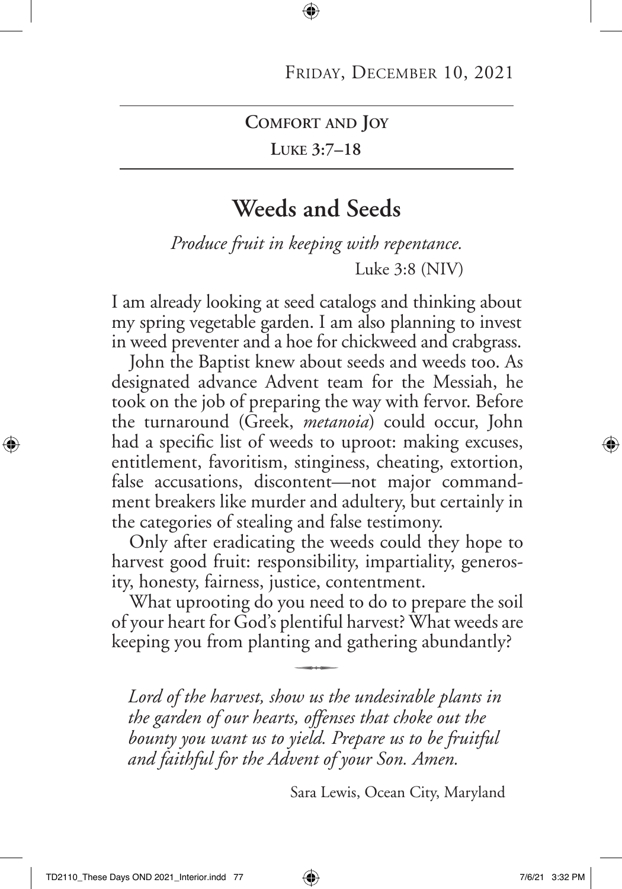Friday, December 10, 2021

**Comfort and Joy**

**Luke 3:7–18**

# Weeds and Seeds

*Produce fruit in keeping with repentance.*

Luke 3:8 (NIV)

I am already looking at seed catalogs and thinking about my spring vegetable garden. I am also planning to invest in weed preventer and a hoe for chickweed and crabgrass.

John the Baptist knew about seeds and weeds too. As designated advance Advent team for the Messiah, he took on the job of preparing the way with fervor. Before the turnaround (Greek, *metanoia*) could occur, John had a specific list of weeds to uproot: making excuses, entitlement, favoritism, stinginess, cheating, extortion, false accusations, discontent—not major commandment breakers like murder and adultery, but certainly in the categories of stealing and false testimony.

Only after eradicating the weeds could they hope to harvest good fruit: responsibility, impartiality, generosity, honesty, fairness, justice, contentment.

What uprooting do you need to do to prepare the soil of your heart for God's plentiful harvest? What weeds are keeping you from planting and gathering abundantly?

*Lord of the harvest, show us the undesirable plants in the garden of our hearts, offenses that choke out the bounty you want us to yield. Prepare us to be fruitful and faithful for the Advent of your Son. Amen.*

Sara Lewis, Ocean City, Maryland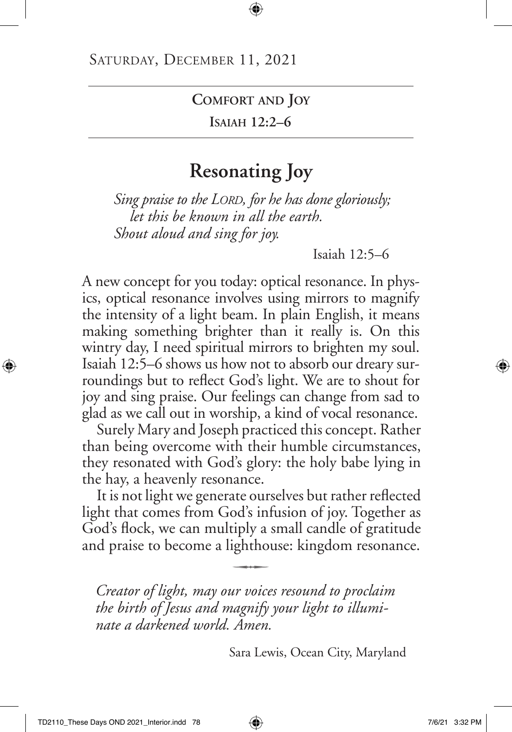Saturday, December 11, 2021

**Comfort and Joy**

**Isaiah 12:2–6**

# Resonating Joy

*Sing praise to the Lord, for he has done gloriously;*
*let this be known in all the earth.*
*Shout aloud and sing for joy.*

Isaiah 12:5–6

A new concept for you today: optical resonance. In physics, optical resonance involves using mirrors to magnify the intensity of a light beam. In plain English, it means making something brighter than it really is. On this wintry day, I need spiritual mirrors to brighten my soul. Isaiah 12:5–6 shows us how not to absorb our dreary surroundings but to reflect God's light. We are to shout for joy and sing praise. Our feelings can change from sad to glad as we call out in worship, a kind of vocal resonance.

Surely Mary and Joseph practiced this concept. Rather than being overcome with their humble circumstances, they resonated with God's glory: the holy babe lying in the hay, a heavenly resonance.

It is not light we generate ourselves but rather reflected light that comes from God's infusion of joy. Together as God's flock, we can multiply a small candle of gratitude and praise to become a lighthouse: kingdom resonance.

*Creator of light, may our voices resound to proclaim the birth of Jesus and magnify your light to illuminate a darkened world. Amen.*

Sara Lewis, Ocean City, Maryland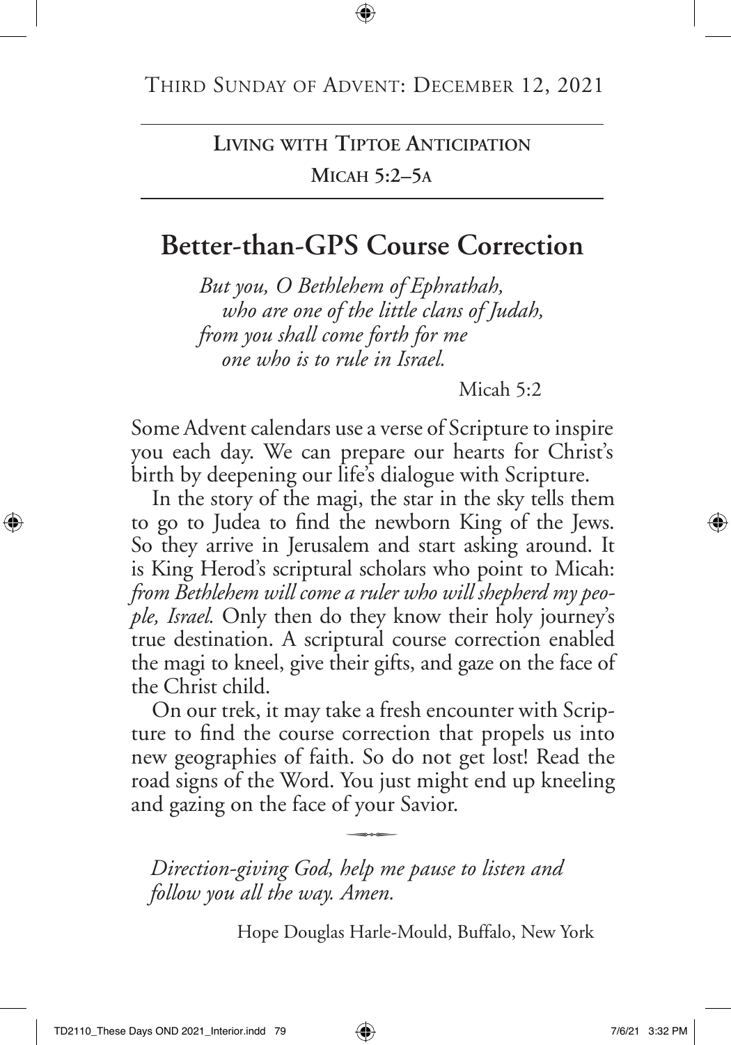Third Sunday of Advent: December 12, 2021

**Living with Tiptoe Anticipation**

**Micah 5:2–5a**

# Better-than-GPS Course Correction

*But you, O Bethlehem of Ephrathah,*
*who are one of the little clans of Judah,*
*from you shall come forth for me*
*one who is to rule in Israel.*

Micah 5:2

Some Advent calendars use a verse of Scripture to inspire you each day. We can prepare our hearts for Christ's birth by deepening our life's dialogue with Scripture.

In the story of the magi, the star in the sky tells them to go to Judea to find the newborn King of the Jews. So they arrive in Jerusalem and start asking around. It is King Herod's scriptural scholars who point to Micah: *from Bethlehem will come a ruler who will shepherd my people, Israel.* Only then do they know their holy journey's true destination. A scriptural course correction enabled the magi to kneel, give their gifts, and gaze on the face of the Christ child.

On our trek, it may take a fresh encounter with Scripture to find the course correction that propels us into new geographies of faith. So do not get lost! Read the road signs of the Word. You just might end up kneeling and gazing on the face of your Savior.

*Direction-giving God, help me pause to listen and follow you all the way. Amen.*

Hope Douglas Harle-Mould, Buffalo, New York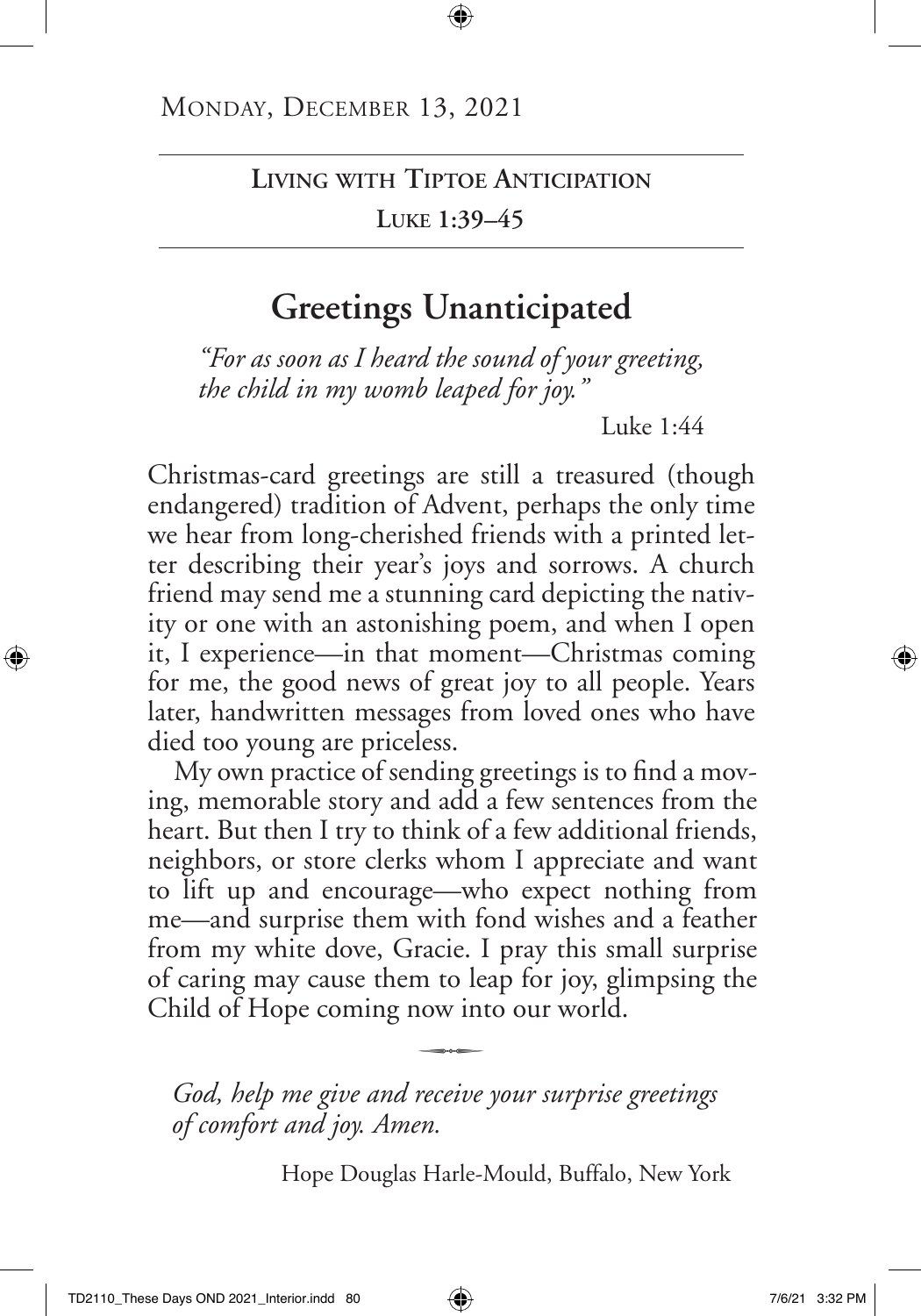Monday, December 13, 2021

**Living with Tiptoe Anticipation**

**Luke 1:39–45**

## Greetings Unanticipated

*"For as soon as I heard the sound of your greeting, the child in my womb leaped for joy."*

Luke 1:44

Christmas-card greetings are still a treasured (though endangered) tradition of Advent, perhaps the only time we hear from long-cherished friends with a printed letter describing their year's joys and sorrows. A church friend may send me a stunning card depicting the nativity or one with an astonishing poem, and when I open it, I experience—in that moment—Christmas coming for me, the good news of great joy to all people. Years later, handwritten messages from loved ones who have died too young are priceless.

My own practice of sending greetings is to find a moving, memorable story and add a few sentences from the heart. But then I try to think of a few additional friends, neighbors, or store clerks whom I appreciate and want to lift up and encourage—who expect nothing from me—and surprise them with fond wishes and a feather from my white dove, Gracie. I pray this small surprise of caring may cause them to leap for joy, glimpsing the Child of Hope coming now into our world.

*God, help me give and receive your surprise greetings of comfort and joy. Amen.*

Hope Douglas Harle-Mould, Buffalo, New York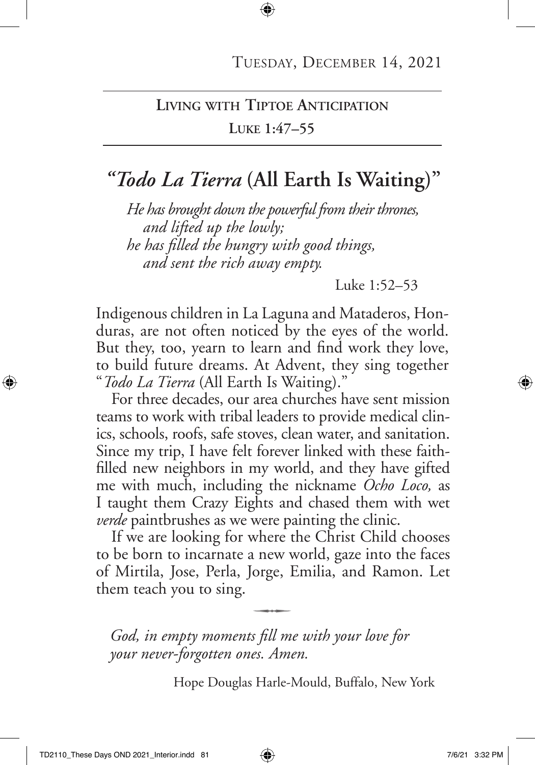Tuesday, December 14, 2021

**Living with Tiptoe Anticipation**

**Luke 1:47–55**

# "*Todo La Tierra* (All Earth Is Waiting)"

*He has brought down the powerful from their thrones,*
*and lifted up the lowly;*
*he has filled the hungry with good things,*
*and sent the rich away empty.*

Luke 1:52–53

Indigenous children in La Laguna and Mataderos, Honduras, are not often noticed by the eyes of the world. But they, too, yearn to learn and find work they love, to build future dreams. At Advent, they sing together "*Todo La Tierra* (All Earth Is Waiting)."

For three decades, our area churches have sent mission teams to work with tribal leaders to provide medical clinics, schools, roofs, safe stoves, clean water, and sanitation. Since my trip, I have felt forever linked with these faith-filled new neighbors in my world, and they have gifted me with much, including the nickname *Ocho Loco,* as I taught them Crazy Eights and chased them with wet *verde* paintbrushes as we were painting the clinic.

If we are looking for where the Christ Child chooses to be born to incarnate a new world, gaze into the faces of Mirtila, Jose, Perla, Jorge, Emilia, and Ramon. Let them teach you to sing.

*God, in empty moments fill me with your love for your never-forgotten ones. Amen.*

Hope Douglas Harle-Mould, Buffalo, New York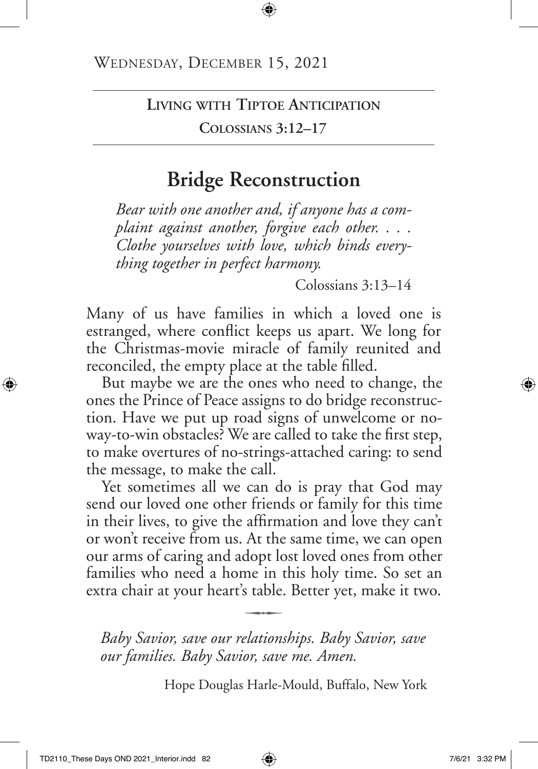Wednesday, December 15, 2021

**Living with Tiptoe Anticipation**

**Colossians 3:12–17**

# Bridge Reconstruction

*Bear with one another and, if anyone has a complaint against another, forgive each other. . . . Clothe yourselves with love, which binds everything together in perfect harmony.*

Colossians 3:13–14

Many of us have families in which a loved one is estranged, where conflict keeps us apart. We long for the Christmas-movie miracle of family reunited and reconciled, the empty place at the table filled.

But maybe we are the ones who need to change, the ones the Prince of Peace assigns to do bridge reconstruction. Have we put up road signs of unwelcome or no-way-to-win obstacles? We are called to take the first step, to make overtures of no-strings-attached caring: to send the message, to make the call.

Yet sometimes all we can do is pray that God may send our loved one other friends or family for this time in their lives, to give the affirmation and love they can't or won't receive from us. At the same time, we can open our arms of caring and adopt lost loved ones from other families who need a home in this holy time. So set an extra chair at your heart's table. Better yet, make it two.

*Baby Savior, save our relationships. Baby Savior, save our families. Baby Savior, save me. Amen.*

Hope Douglas Harle-Mould, Buffalo, New York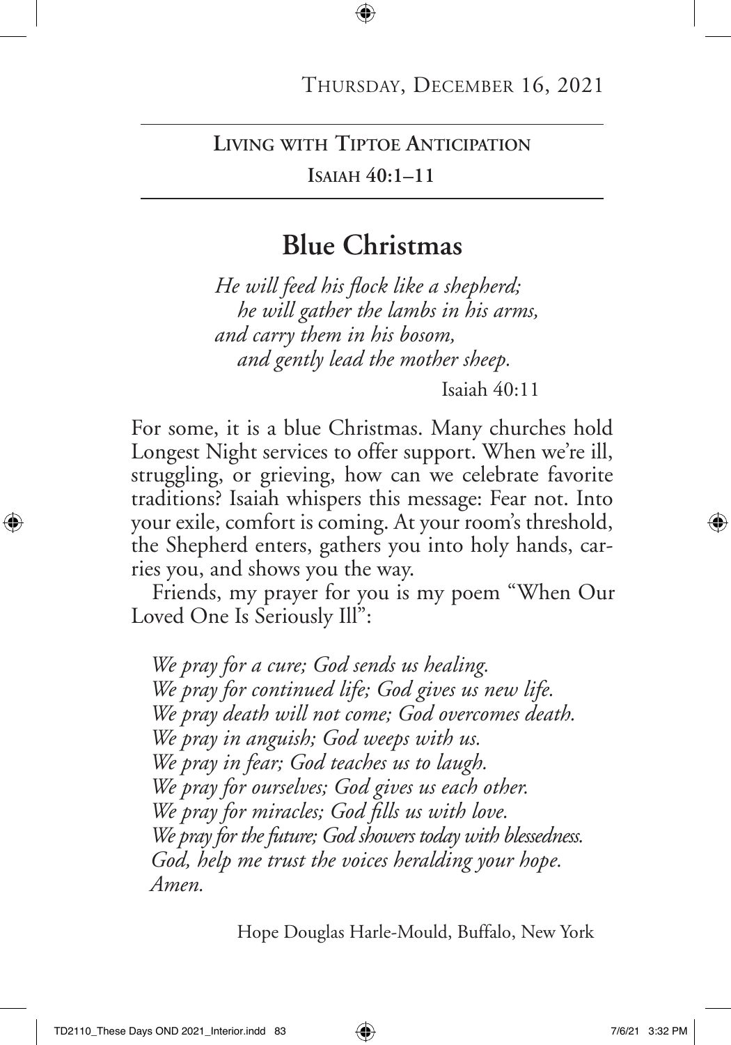Thursday, December 16, 2021

**Living with Tiptoe Anticipation**

**Isaiah 40:1–11**

# Blue Christmas

*He will feed his flock like a shepherd;*
*he will gather the lambs in his arms,*
*and carry them in his bosom,*
*and gently lead the mother sheep.*

Isaiah 40:11

For some, it is a blue Christmas. Many churches hold Longest Night services to offer support. When we're ill, struggling, or grieving, how can we celebrate favorite traditions? Isaiah whispers this message: Fear not. Into your exile, comfort is coming. At your room's threshold, the Shepherd enters, gathers you into holy hands, carries you, and shows you the way.

Friends, my prayer for you is my poem "When Our Loved One Is Seriously Ill":

*We pray for a cure; God sends us healing.*
*We pray for continued life; God gives us new life.*
*We pray death will not come; God overcomes death.*
*We pray in anguish; God weeps with us.*
*We pray in fear; God teaches us to laugh.*
*We pray for ourselves; God gives us each other.*
*We pray for miracles; God fills us with love.*
*We pray for the future; God showers today with blessedness.*
*God, help me trust the voices heralding your hope.*
*Amen.*

Hope Douglas Harle-Mould, Buffalo, New York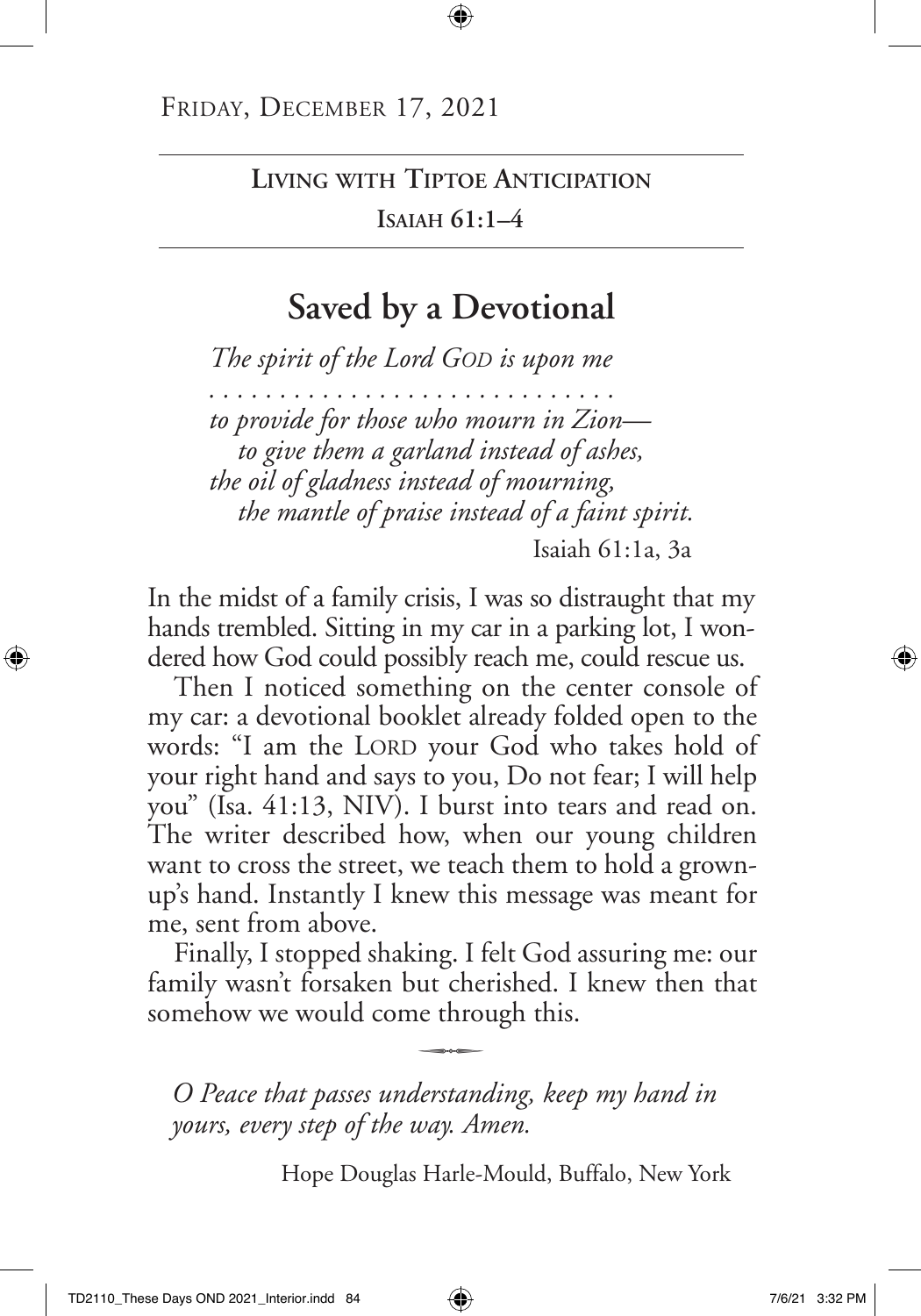Friday, December 17, 2021

**Living with Tiptoe Anticipation**

**Isaiah 61:1–4**

# Saved by a Devotional

*The spirit of the Lord GOD is upon me*
*. . . . . . . . . . . . . . . . . . . . . . . . . . . .*
*to provide for those who mourn in Zion—*
*to give them a garland instead of ashes,*
*the oil of gladness instead of mourning,*
*the mantle of praise instead of a faint spirit.*

Isaiah 61:1a, 3a

In the midst of a family crisis, I was so distraught that my hands trembled. Sitting in my car in a parking lot, I wondered how God could possibly reach me, could rescue us.

Then I noticed something on the center console of my car: a devotional booklet already folded open to the words: "I am the LORD your God who takes hold of your right hand and says to you, Do not fear; I will help you" (Isa. 41:13, NIV). I burst into tears and read on. The writer described how, when our young children want to cross the street, we teach them to hold a grown-up's hand. Instantly I knew this message was meant for me, sent from above.

Finally, I stopped shaking. I felt God assuring me: our family wasn't forsaken but cherished. I knew then that somehow we would come through this.

*O Peace that passes understanding, keep my hand in yours, every step of the way. Amen.*

Hope Douglas Harle-Mould, Buffalo, New York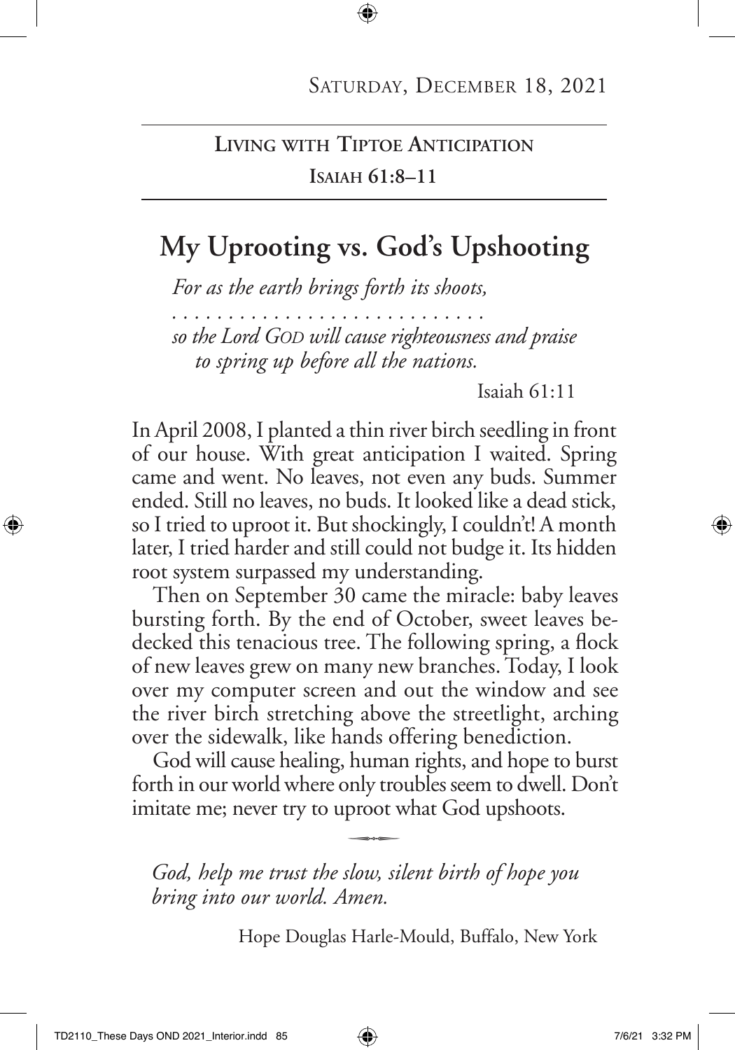Saturday, December 18, 2021

**Living with Tiptoe Anticipation**

**Isaiah 61:8–11**

# My Uprooting vs. God's Upshooting

*For as the earth brings forth its shoots,*
*. . . . . . . . . . . . . . . . . . . . . . . . . . .*
*so the Lord God will cause righteousness and praise*
*to spring up before all the nations.*

Isaiah 61:11

In April 2008, I planted a thin river birch seedling in front of our house. With great anticipation I waited. Spring came and went. No leaves, not even any buds. Summer ended. Still no leaves, no buds. It looked like a dead stick, so I tried to uproot it. But shockingly, I couldn't! A month later, I tried harder and still could not budge it. Its hidden root system surpassed my understanding.

Then on September 30 came the miracle: baby leaves bursting forth. By the end of October, sweet leaves bedecked this tenacious tree. The following spring, a flock of new leaves grew on many new branches. Today, I look over my computer screen and out the window and see the river birch stretching above the streetlight, arching over the sidewalk, like hands offering benediction.

God will cause healing, human rights, and hope to burst forth in our world where only troubles seem to dwell. Don't imitate me; never try to uproot what God upshoots.

*God, help me trust the slow, silent birth of hope you bring into our world. Amen.*

Hope Douglas Harle-Mould, Buffalo, New York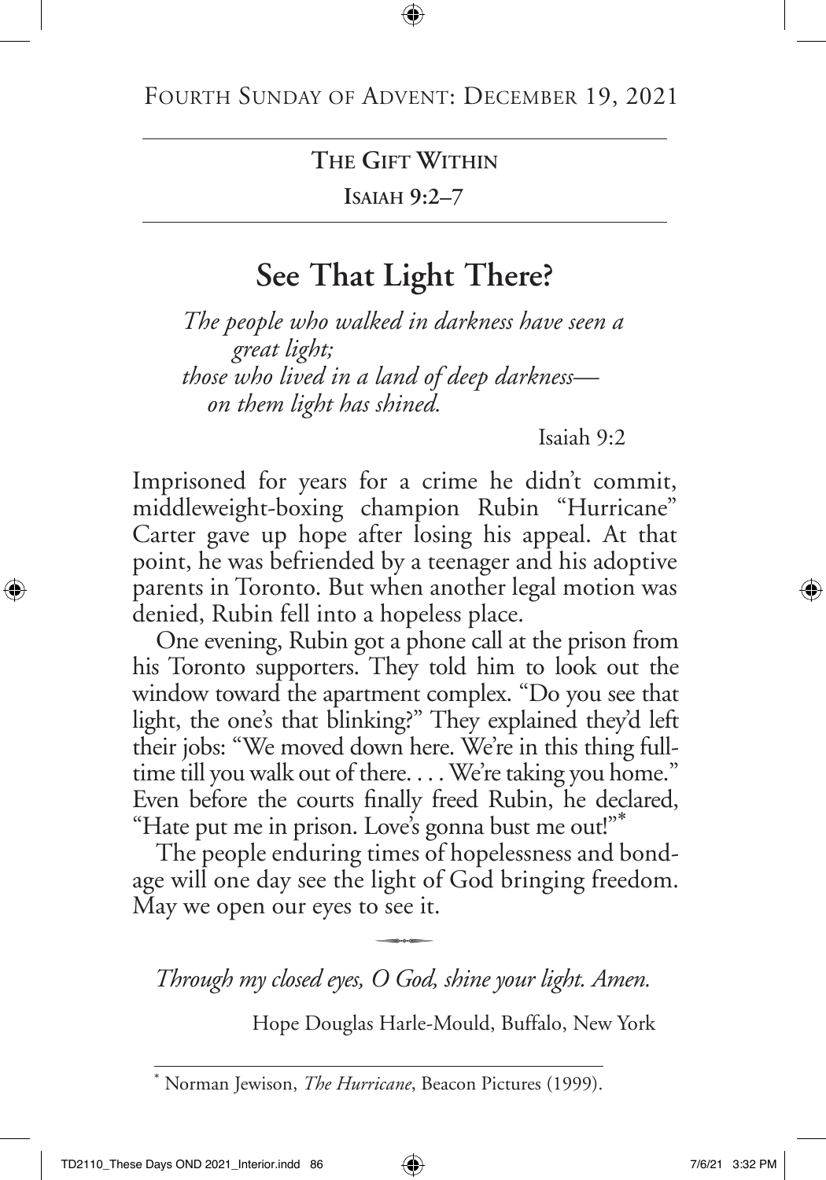Fourth Sunday of Advent: December 19, 2021

## The Gift Within

**Isaiah 9:2–7**

# See That Light There?

*The people who walked in darkness have seen a great light;*
*those who lived in a land of deep darkness—*
*on them light has shined.*

Isaiah 9:2

Imprisoned for years for a crime he didn't commit, middleweight-boxing champion Rubin "Hurricane" Carter gave up hope after losing his appeal. At that point, he was befriended by a teenager and his adoptive parents in Toronto. But when another legal motion was denied, Rubin fell into a hopeless place.

One evening, Rubin got a phone call at the prison from his Toronto supporters. They told him to look out the window toward the apartment complex. "Do you see that light, the one's that blinking?" They explained they'd left their jobs: "We moved down here. We're in this thing full-time till you walk out of there. . . . We're taking you home." Even before the courts finally freed Rubin, he declared, "Hate put me in prison. Love's gonna bust me out!"*

The people enduring times of hopelessness and bondage will one day see the light of God bringing freedom. May we open our eyes to see it.

*Through my closed eyes, O God, shine your light. Amen.*

Hope Douglas Harle-Mould, Buffalo, New York

---

* Norman Jewison, *The Hurricane*, Beacon Pictures (1999).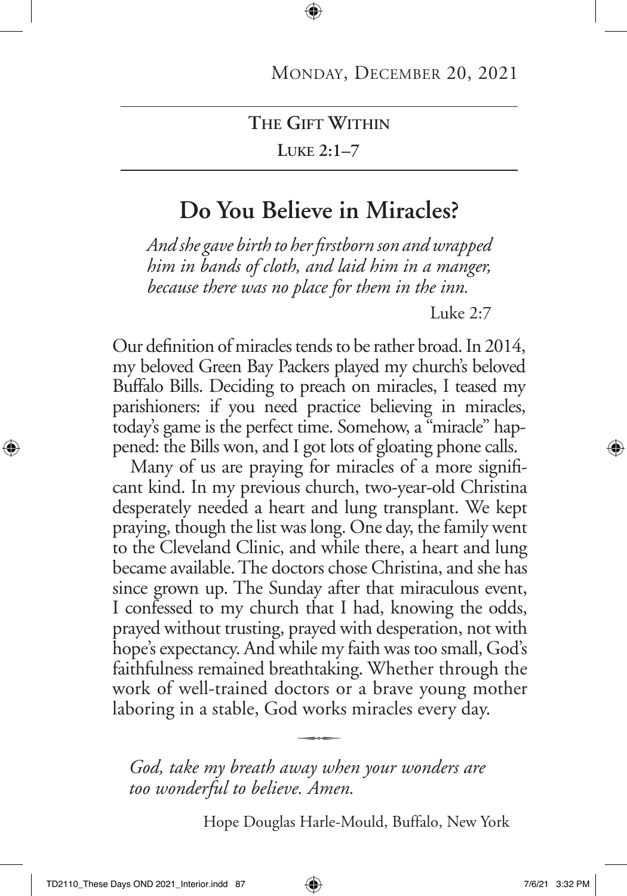Monday, December 20, 2021

**The Gift Within**
**Luke 2:1–7**

## Do You Believe in Miracles?

*And she gave birth to her firstborn son and wrapped him in bands of cloth, and laid him in a manger, because there was no place for them in the inn.*

Luke 2:7

Our definition of miracles tends to be rather broad. In 2014, my beloved Green Bay Packers played my church's beloved Buffalo Bills. Deciding to preach on miracles, I teased my parishioners: if you need practice believing in miracles, today's game is the perfect time. Somehow, a "miracle" happened: the Bills won, and I got lots of gloating phone calls.

Many of us are praying for miracles of a more significant kind. In my previous church, two-year-old Christina desperately needed a heart and lung transplant. We kept praying, though the list was long. One day, the family went to the Cleveland Clinic, and while there, a heart and lung became available. The doctors chose Christina, and she has since grown up. The Sunday after that miraculous event, I confessed to my church that I had, knowing the odds, prayed without trusting, prayed with desperation, not with hope's expectancy. And while my faith was too small, God's faithfulness remained breathtaking. Whether through the work of well-trained doctors or a brave young mother laboring in a stable, God works miracles every day.

*God, take my breath away when your wonders are too wonderful to believe. Amen.*

Hope Douglas Harle-Mould, Buffalo, New York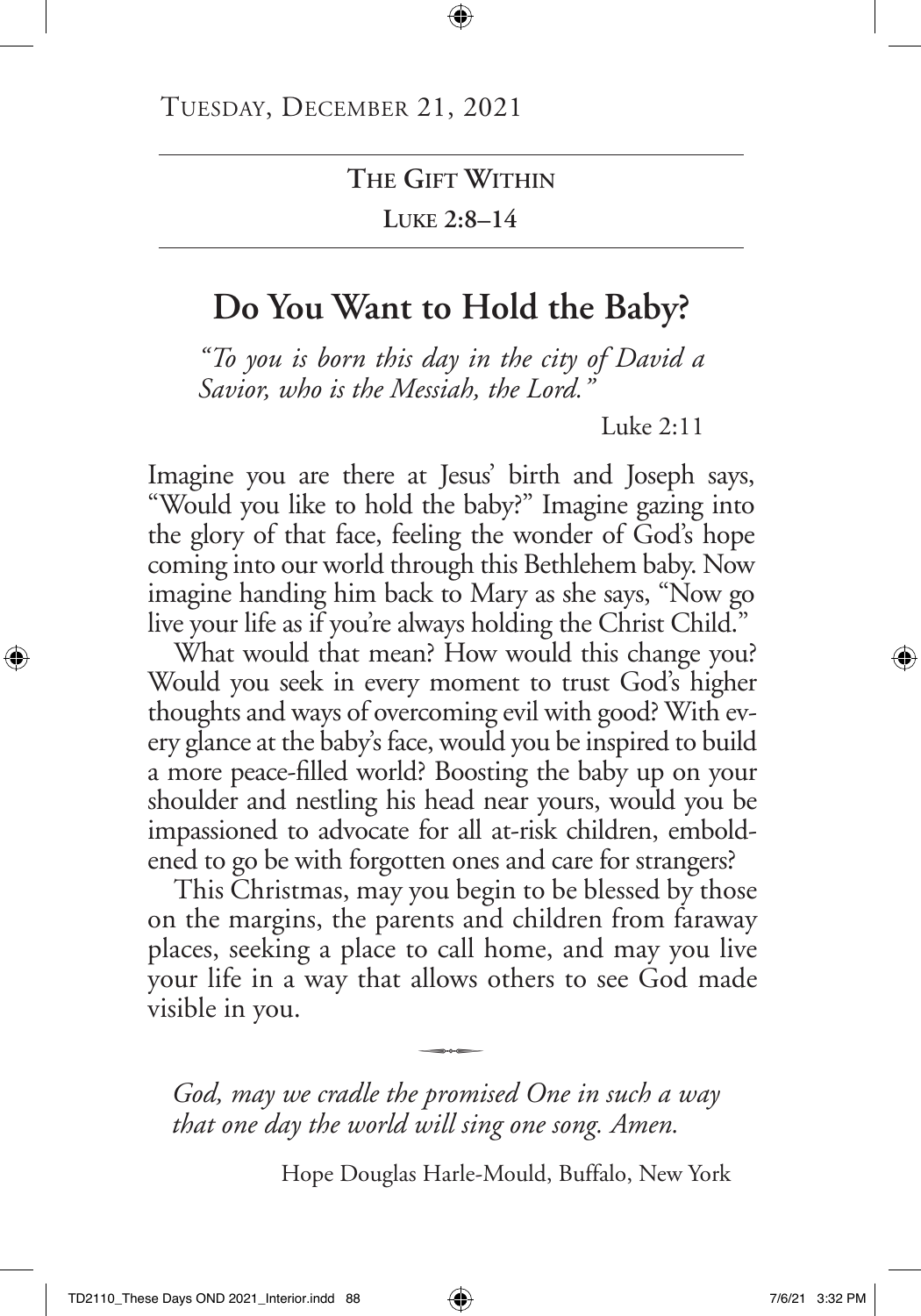Tuesday, December 21, 2021

**The Gift Within**

**Luke 2:8–14**

# Do You Want to Hold the Baby?

*"To you is born this day in the city of David a Savior, who is the Messiah, the Lord."*

Luke 2:11

Imagine you are there at Jesus' birth and Joseph says, "Would you like to hold the baby?" Imagine gazing into the glory of that face, feeling the wonder of God's hope coming into our world through this Bethlehem baby. Now imagine handing him back to Mary as she says, "Now go live your life as if you're always holding the Christ Child."

What would that mean? How would this change you? Would you seek in every moment to trust God's higher thoughts and ways of overcoming evil with good? With every glance at the baby's face, would you be inspired to build a more peace-filled world? Boosting the baby up on your shoulder and nestling his head near yours, would you be impassioned to advocate for all at-risk children, emboldened to go be with forgotten ones and care for strangers?

This Christmas, may you begin to be blessed by those on the margins, the parents and children from faraway places, seeking a place to call home, and may you live your life in a way that allows others to see God made visible in you.

*God, may we cradle the promised One in such a way that one day the world will sing one song. Amen.*

Hope Douglas Harle-Mould, Buffalo, New York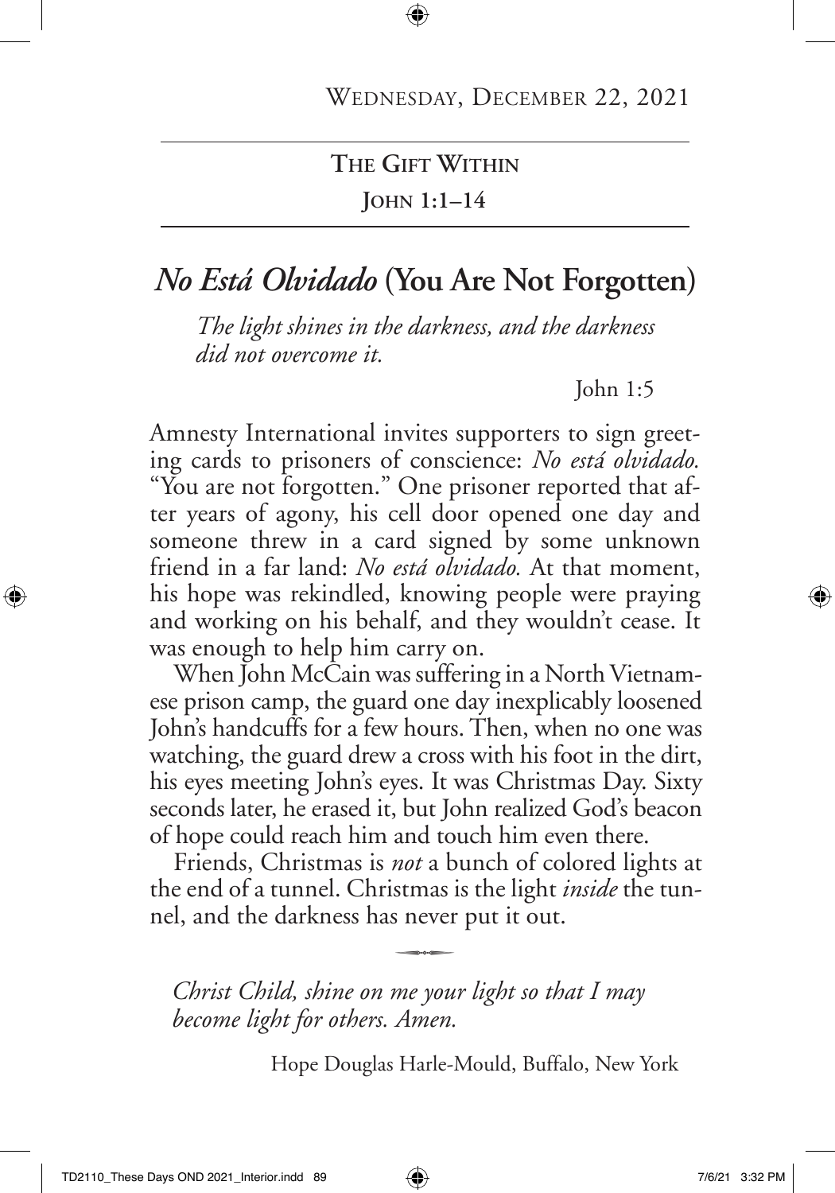Wednesday, December 22, 2021

**The Gift Within**

**John 1:1–14**

# *No Está Olvidado* (You Are Not Forgotten)

*The light shines in the darkness, and the darkness did not overcome it.*

John 1:5

Amnesty International invites supporters to sign greeting cards to prisoners of conscience: *No está olvidado.* "You are not forgotten." One prisoner reported that after years of agony, his cell door opened one day and someone threw in a card signed by some unknown friend in a far land: *No está olvidado.* At that moment, his hope was rekindled, knowing people were praying and working on his behalf, and they wouldn't cease. It was enough to help him carry on.

When John McCain was suffering in a North Vietnamese prison camp, the guard one day inexplicably loosened John's handcuffs for a few hours. Then, when no one was watching, the guard drew a cross with his foot in the dirt, his eyes meeting John's eyes. It was Christmas Day. Sixty seconds later, he erased it, but John realized God's beacon of hope could reach him and touch him even there.

Friends, Christmas is *not* a bunch of colored lights at the end of a tunnel. Christmas is the light *inside* the tunnel, and the darkness has never put it out.

*Christ Child, shine on me your light so that I may become light for others. Amen.*

Hope Douglas Harle-Mould, Buffalo, New York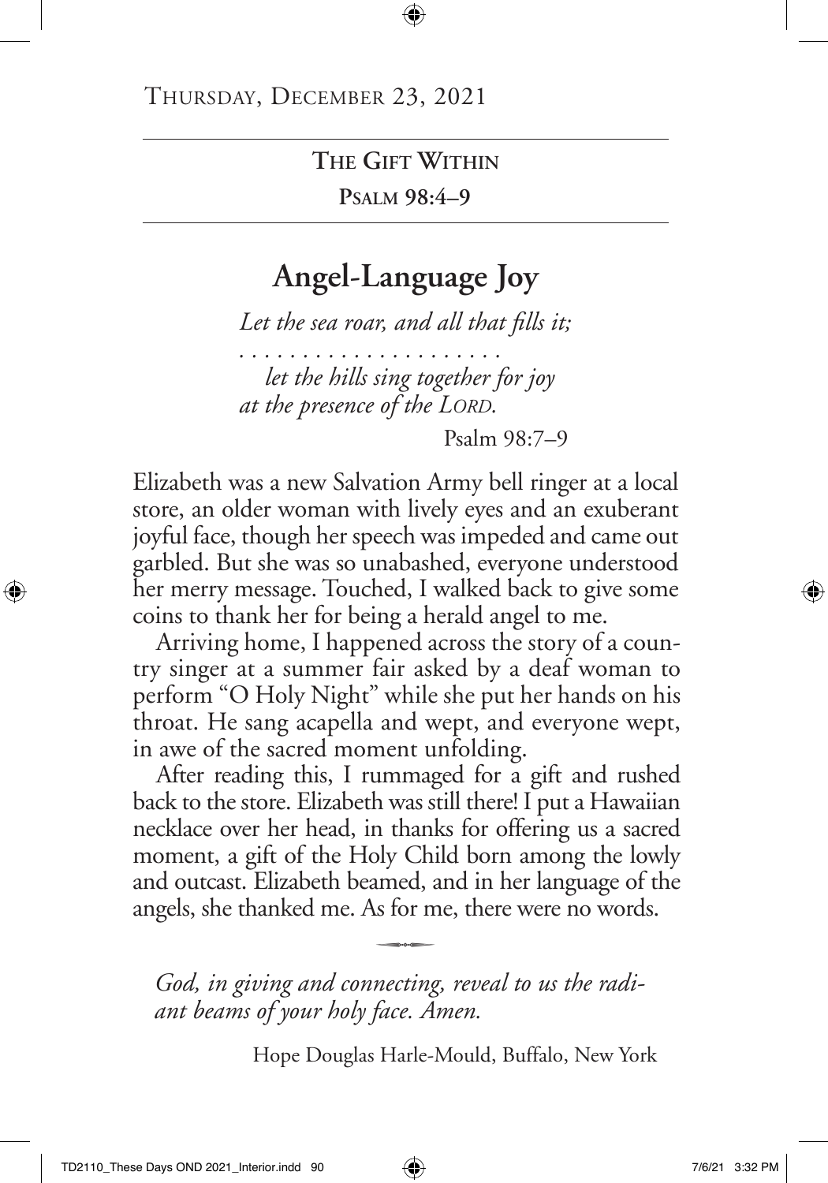Thursday, December 23, 2021

**The Gift Within**
**Psalm 98:4–9**

# Angel-Language Joy

*Let the sea roar, and all that fills it;*
*. . . . . . . . . . . . . . . . . . . . .*
*let the hills sing together for joy*
*at the presence of the Lord.*

Psalm 98:7–9

Elizabeth was a new Salvation Army bell ringer at a local store, an older woman with lively eyes and an exuberant joyful face, though her speech was impeded and came out garbled. But she was so unabashed, everyone understood her merry message. Touched, I walked back to give some coins to thank her for being a herald angel to me.

Arriving home, I happened across the story of a country singer at a summer fair asked by a deaf woman to perform "O Holy Night" while she put her hands on his throat. He sang acapella and wept, and everyone wept, in awe of the sacred moment unfolding.

After reading this, I rummaged for a gift and rushed back to the store. Elizabeth was still there! I put a Hawaiian necklace over her head, in thanks for offering us a sacred moment, a gift of the Holy Child born among the lowly and outcast. Elizabeth beamed, and in her language of the angels, she thanked me. As for me, there were no words.

*God, in giving and connecting, reveal to us the radiant beams of your holy face. Amen.*

Hope Douglas Harle-Mould, Buffalo, New York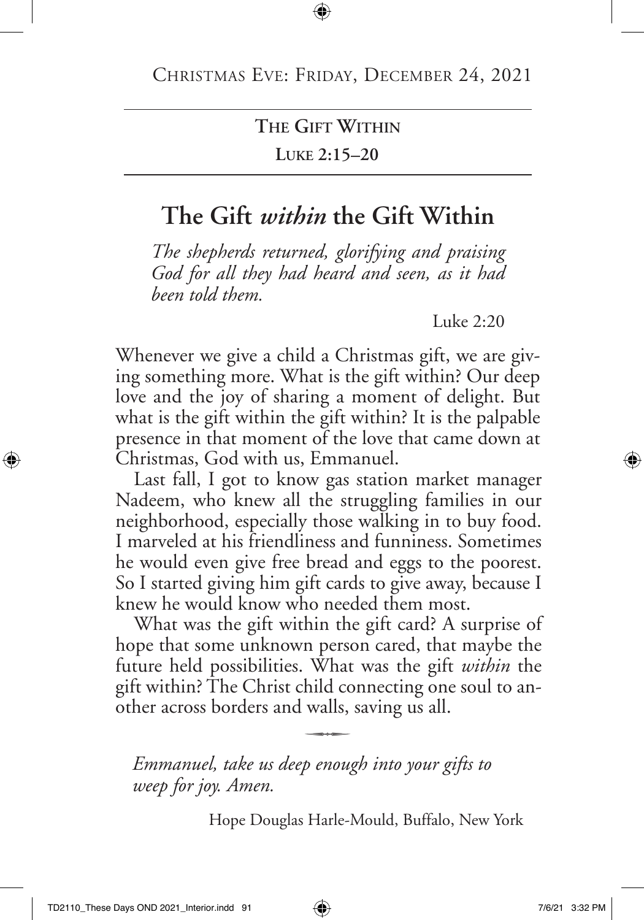Christmas Eve: Friday, December 24, 2021

**The Gift Within**

**Luke 2:15–20**

# The Gift *within* the Gift Within

*The shepherds returned, glorifying and praising God for all they had heard and seen, as it had been told them.*

Luke 2:20

Whenever we give a child a Christmas gift, we are giving something more. What is the gift within? Our deep love and the joy of sharing a moment of delight. But what is the gift within the gift within? It is the palpable presence in that moment of the love that came down at Christmas, God with us, Emmanuel.

Last fall, I got to know gas station market manager Nadeem, who knew all the struggling families in our neighborhood, especially those walking in to buy food. I marveled at his friendliness and funniness. Sometimes he would even give free bread and eggs to the poorest. So I started giving him gift cards to give away, because I knew he would know who needed them most.

What was the gift within the gift card? A surprise of hope that some unknown person cared, that maybe the future held possibilities. What was the gift *within* the gift within? The Christ child connecting one soul to another across borders and walls, saving us all.

*Emmanuel, take us deep enough into your gifts to weep for joy. Amen.*

Hope Douglas Harle-Mould, Buffalo, New York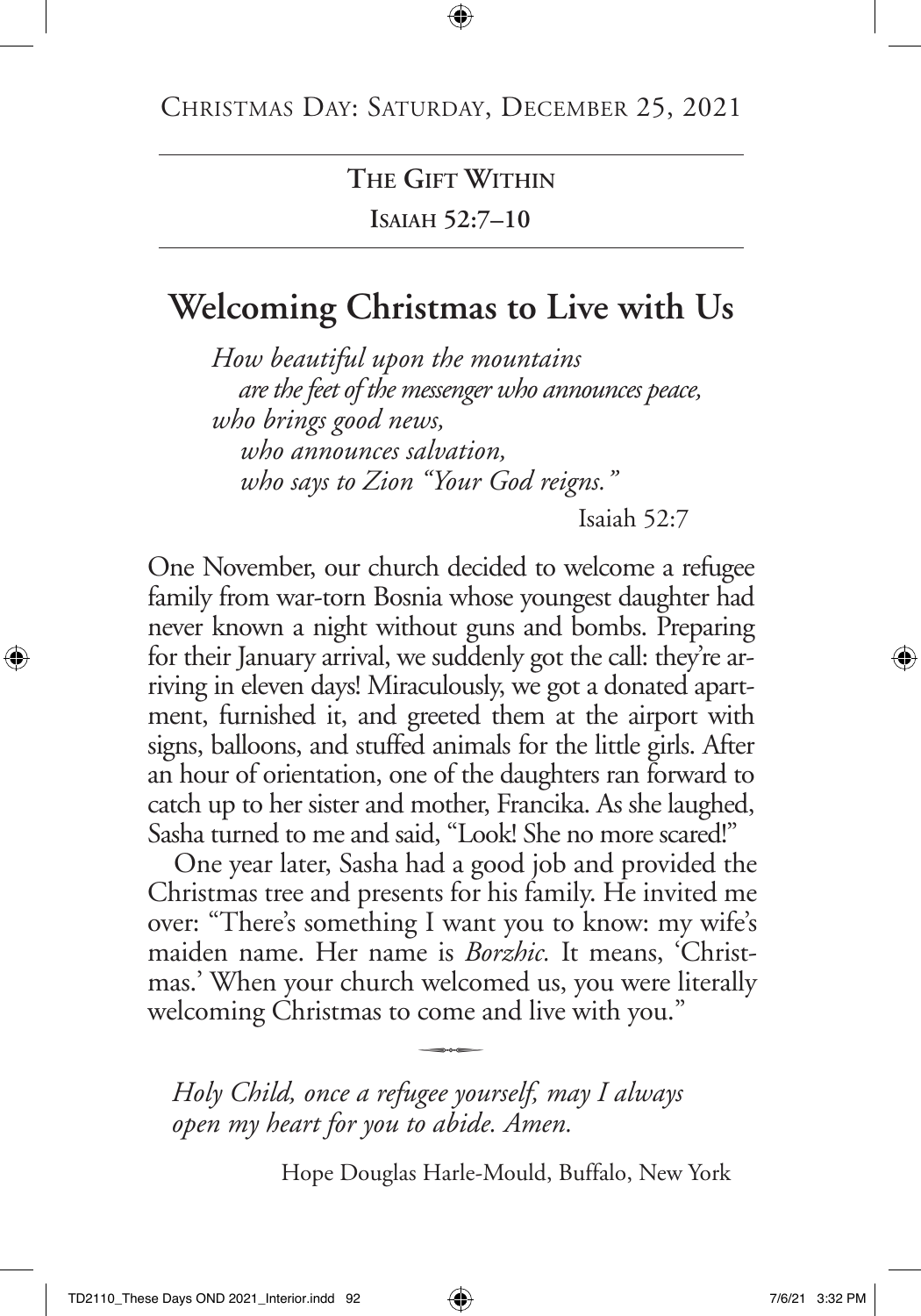Christmas Day: Saturday, December 25, 2021

**The Gift Within**

**Isaiah 52:7–10**

# Welcoming Christmas to Live with Us

*How beautiful upon the mountains*
*are the feet of the messenger who announces peace,*
*who brings good news,*
*who announces salvation,*
*who says to Zion "Your God reigns."*

Isaiah 52:7

One November, our church decided to welcome a refugee family from war-torn Bosnia whose youngest daughter had never known a night without guns and bombs. Preparing for their January arrival, we suddenly got the call: they're arriving in eleven days! Miraculously, we got a donated apartment, furnished it, and greeted them at the airport with signs, balloons, and stuffed animals for the little girls. After an hour of orientation, one of the daughters ran forward to catch up to her sister and mother, Francika. As she laughed, Sasha turned to me and said, "Look! She no more scared!"

One year later, Sasha had a good job and provided the Christmas tree and presents for his family. He invited me over: "There's something I want you to know: my wife's maiden name. Her name is *Borzhic.* It means, 'Christmas.' When your church welcomed us, you were literally welcoming Christmas to come and live with you."

*Holy Child, once a refugee yourself, may I always open my heart for you to abide. Amen.*

Hope Douglas Harle-Mould, Buffalo, New York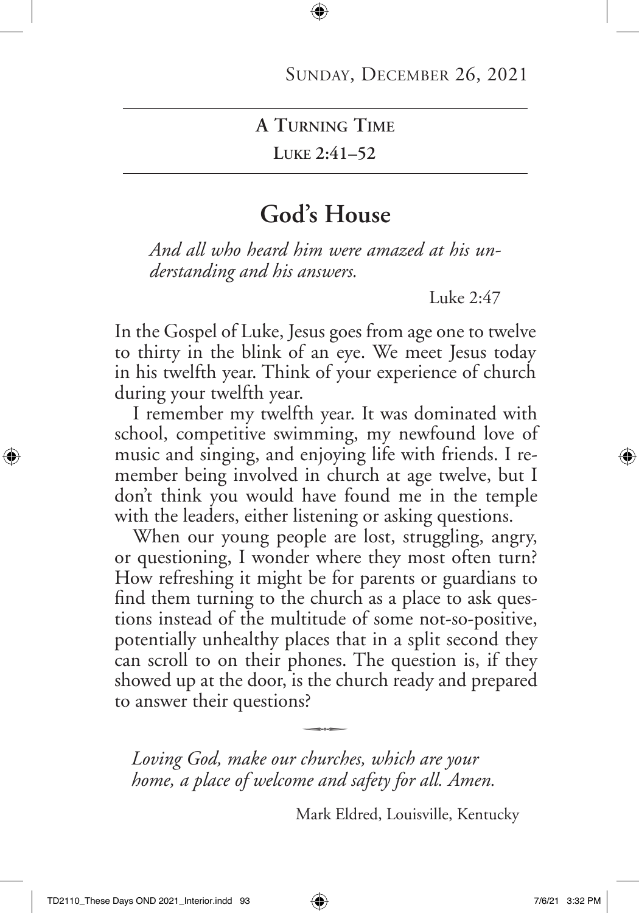Sunday, December 26, 2021

**A Turning Time**
**Luke 2:41–52**

# God's House

*And all who heard him were amazed at his understanding and his answers.*

Luke 2:47

In the Gospel of Luke, Jesus goes from age one to twelve to thirty in the blink of an eye. We meet Jesus today in his twelfth year. Think of your experience of church during your twelfth year.

I remember my twelfth year. It was dominated with school, competitive swimming, my newfound love of music and singing, and enjoying life with friends. I remember being involved in church at age twelve, but I don't think you would have found me in the temple with the leaders, either listening or asking questions.

When our young people are lost, struggling, angry, or questioning, I wonder where they most often turn? How refreshing it might be for parents or guardians to find them turning to the church as a place to ask questions instead of the multitude of some not-so-positive, potentially unhealthy places that in a split second they can scroll to on their phones. The question is, if they showed up at the door, is the church ready and prepared to answer their questions?

*Loving God, make our churches, which are your home, a place of welcome and safety for all. Amen.*

Mark Eldred, Louisville, Kentucky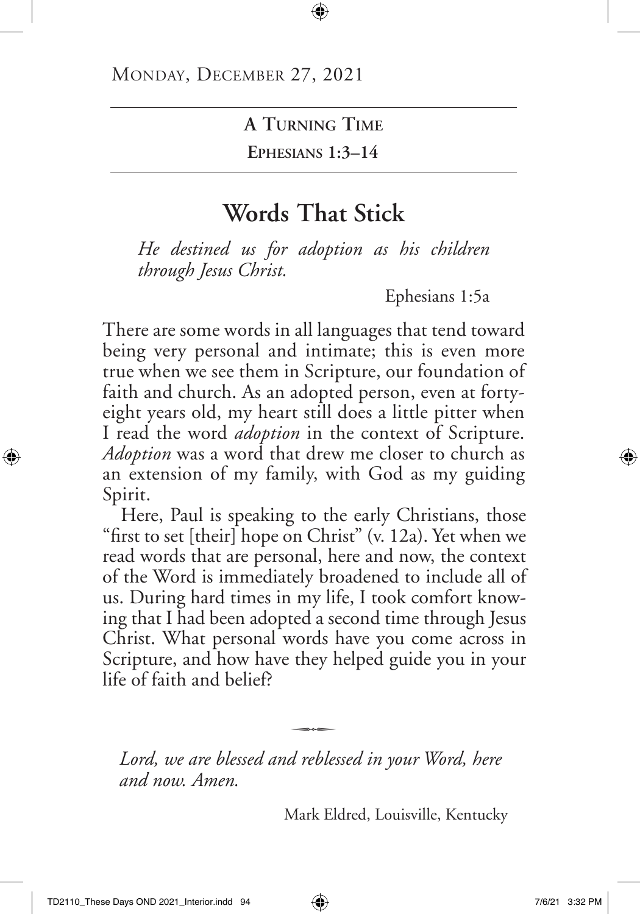Monday, December 27, 2021

**A Turning Time**

**Ephesians 1:3–14**

# Words That Stick

*He destined us for adoption as his children through Jesus Christ.*

Ephesians 1:5a

There are some words in all languages that tend toward being very personal and intimate; this is even more true when we see them in Scripture, our foundation of faith and church. As an adopted person, even at forty-eight years old, my heart still does a little pitter when I read the word *adoption* in the context of Scripture. *Adoption* was a word that drew me closer to church as an extension of my family, with God as my guiding Spirit.

Here, Paul is speaking to the early Christians, those "first to set [their] hope on Christ" (v. 12a). Yet when we read words that are personal, here and now, the context of the Word is immediately broadened to include all of us. During hard times in my life, I took comfort knowing that I had been adopted a second time through Jesus Christ. What personal words have you come across in Scripture, and how have they helped guide you in your life of faith and belief?

*Lord, we are blessed and reblessed in your Word, here and now. Amen.*

Mark Eldred, Louisville, Kentucky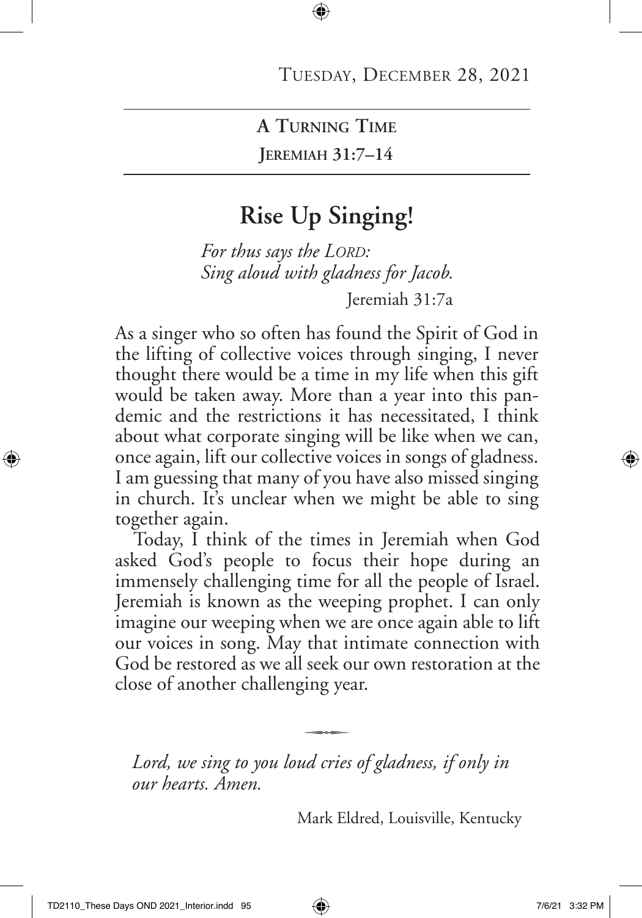Tuesday, December 28, 2021

**A Turning Time**

**Jeremiah 31:7–14**

# Rise Up Singing!

*For thus says the Lord:*
*Sing aloud with gladness for Jacob.*

Jeremiah 31:7a

As a singer who so often has found the Spirit of God in the lifting of collective voices through singing, I never thought there would be a time in my life when this gift would be taken away. More than a year into this pandemic and the restrictions it has necessitated, I think about what corporate singing will be like when we can, once again, lift our collective voices in songs of gladness. I am guessing that many of you have also missed singing in church. It's unclear when we might be able to sing together again.

Today, I think of the times in Jeremiah when God asked God's people to focus their hope during an immensely challenging time for all the people of Israel. Jeremiah is known as the weeping prophet. I can only imagine our weeping when we are once again able to lift our voices in song. May that intimate connection with God be restored as we all seek our own restoration at the close of another challenging year.

*Lord, we sing to you loud cries of gladness, if only in our hearts. Amen.*

Mark Eldred, Louisville, Kentucky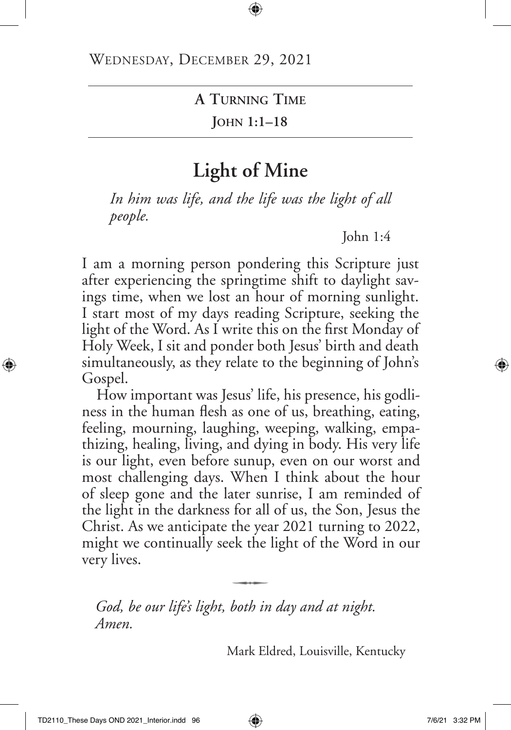Wednesday, December 29, 2021

**A Turning Time**

**John 1:1–18**

# Light of Mine

*In him was life, and the life was the light of all people.*

John 1:4

I am a morning person pondering this Scripture just after experiencing the springtime shift to daylight savings time, when we lost an hour of morning sunlight. I start most of my days reading Scripture, seeking the light of the Word. As I write this on the first Monday of Holy Week, I sit and ponder both Jesus' birth and death simultaneously, as they relate to the beginning of John's Gospel.

How important was Jesus' life, his presence, his godliness in the human flesh as one of us, breathing, eating, feeling, mourning, laughing, weeping, walking, empathizing, healing, living, and dying in body. His very life is our light, even before sunup, even on our worst and most challenging days. When I think about the hour of sleep gone and the later sunrise, I am reminded of the light in the darkness for all of us, the Son, Jesus the Christ. As we anticipate the year 2021 turning to 2022, might we continually seek the light of the Word in our very lives.

*God, be our life's light, both in day and at night. Amen.*

Mark Eldred, Louisville, Kentucky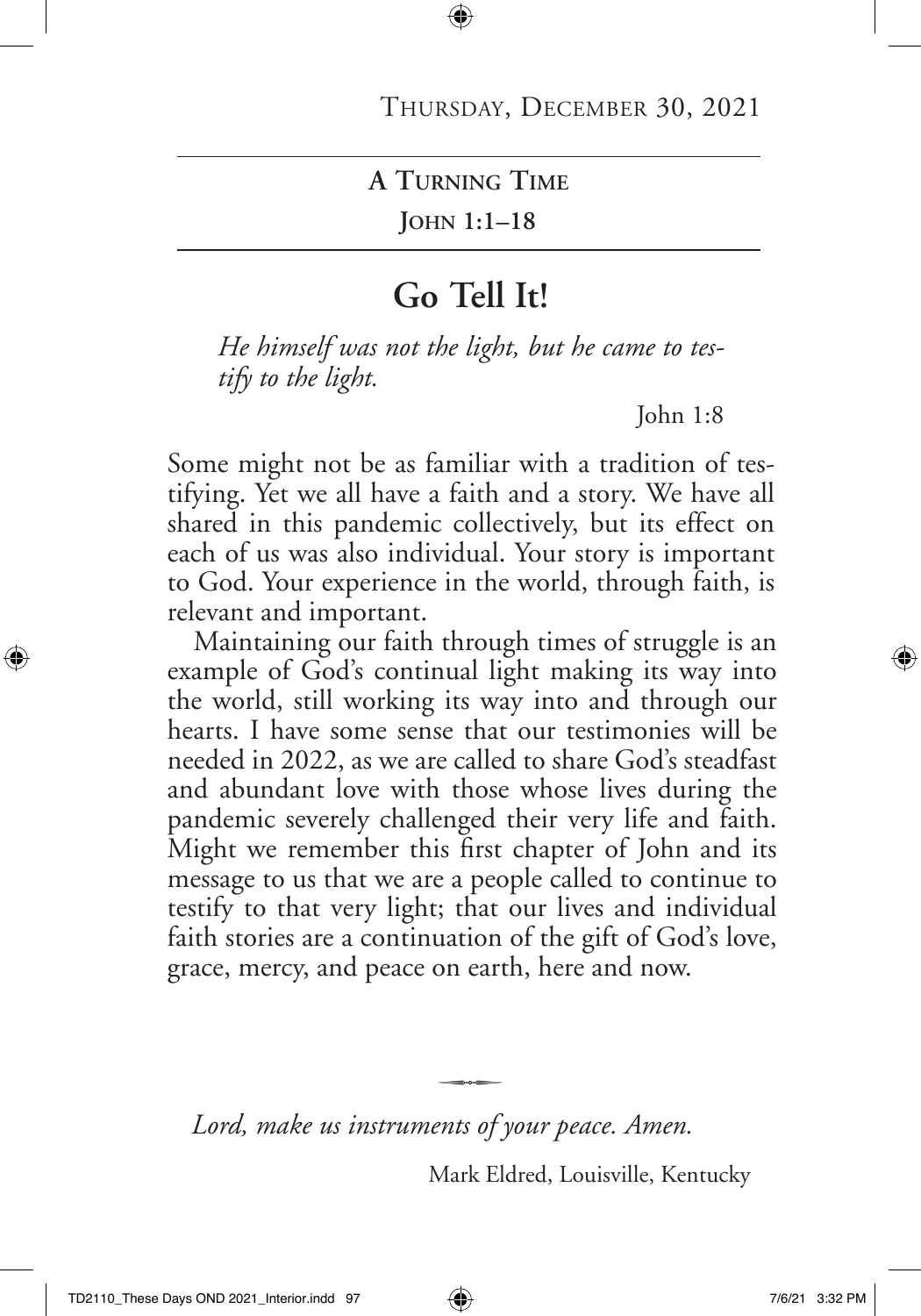Thursday, December 30, 2021

**A Turning Time**

**John 1:1–18**

# Go Tell It!

*He himself was not the light, but he came to testify to the light.*

John 1:8

Some might not be as familiar with a tradition of testifying. Yet we all have a faith and a story. We have all shared in this pandemic collectively, but its effect on each of us was also individual. Your story is important to God. Your experience in the world, through faith, is relevant and important.

Maintaining our faith through times of struggle is an example of God's continual light making its way into the world, still working its way into and through our hearts. I have some sense that our testimonies will be needed in 2022, as we are called to share God's steadfast and abundant love with those whose lives during the pandemic severely challenged their very life and faith. Might we remember this first chapter of John and its message to us that we are a people called to continue to testify to that very light; that our lives and individual faith stories are a continuation of the gift of God's love, grace, mercy, and peace on earth, here and now.

*Lord, make us instruments of your peace. Amen.*

Mark Eldred, Louisville, Kentucky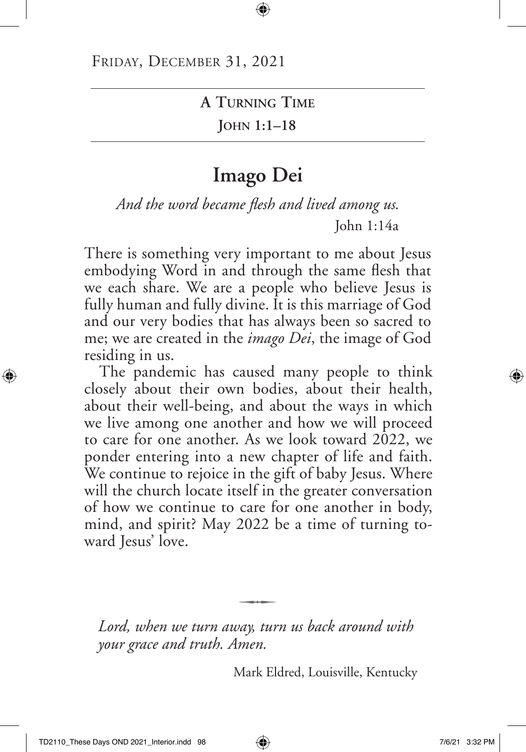Friday, December 31, 2021

**A Turning Time**

**John 1:1–18**

# Imago Dei

*And the word became flesh and lived among us.*

John 1:14a

There is something very important to me about Jesus embodying Word in and through the same flesh that we each share. We are a people who believe Jesus is fully human and fully divine. It is this marriage of God and our very bodies that has always been so sacred to me; we are created in the *imago Dei*, the image of God residing in us.

The pandemic has caused many people to think closely about their own bodies, about their health, about their well-being, and about the ways in which we live among one another and how we will proceed to care for one another. As we look toward 2022, we ponder entering into a new chapter of life and faith. We continue to rejoice in the gift of baby Jesus. Where will the church locate itself in the greater conversation of how we continue to care for one another in body, mind, and spirit? May 2022 be a time of turning toward Jesus' love.

*Lord, when we turn away, turn us back around with your grace and truth. Amen.*

Mark Eldred, Louisville, Kentucky